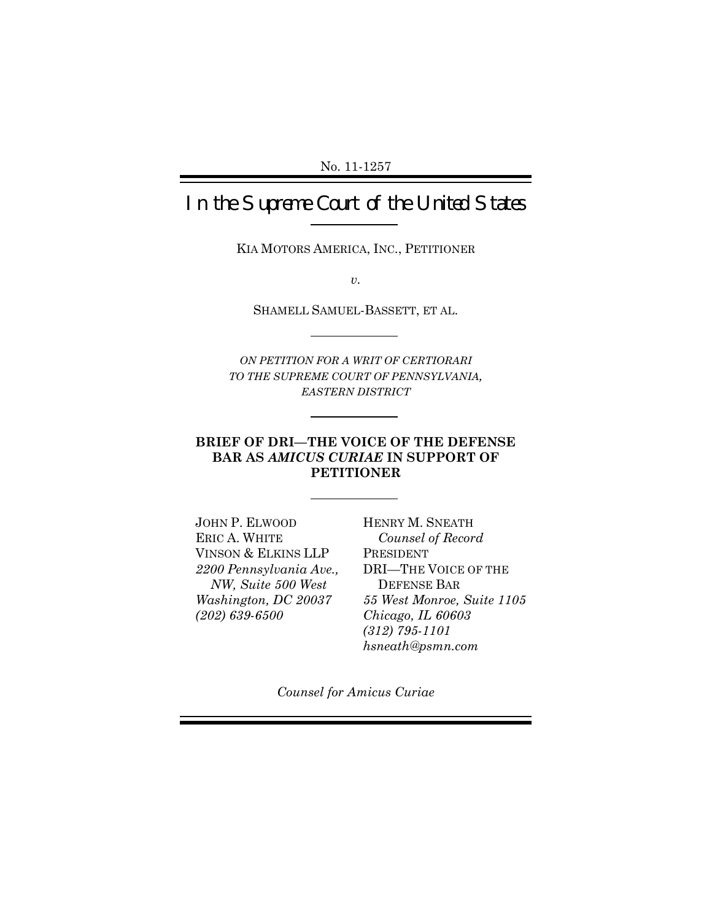No. 11-1257

# In the Supreme Court of the United States

KIA MOTORS AMERICA, INC., PETITIONER

*v.*

SHAMELL SAMUEL-BASSETT, ET AL.

*ON PETITION FOR A WRIT OF CERTIORARI TO THE SUPREME COURT OF PENNSYLVANIA, EASTERN DISTRICT*

**BRIEF OF DRI—THE VOICE OF THE DEFENSE BAR AS *AMICUS CURIAE* IN SUPPORT OF PETITIONER**

JOHN P. ELWOOD
ERIC A. WHITE
VINSON & ELKINS LLP
*2200 Pennsylvania Ave., NW, Suite 500 West*
*Washington, DC 20037*
*(202) 639-6500*

HENRY M. SNEATH
*Counsel of Record*
PRESIDENT
DRI—THE VOICE OF THE DEFENSE BAR
*55 West Monroe, Suite 1105*
*Chicago, IL 60603*
*(312) 795-1101*
*hsneath@psmn.com*

*Counsel for Amicus Curiae*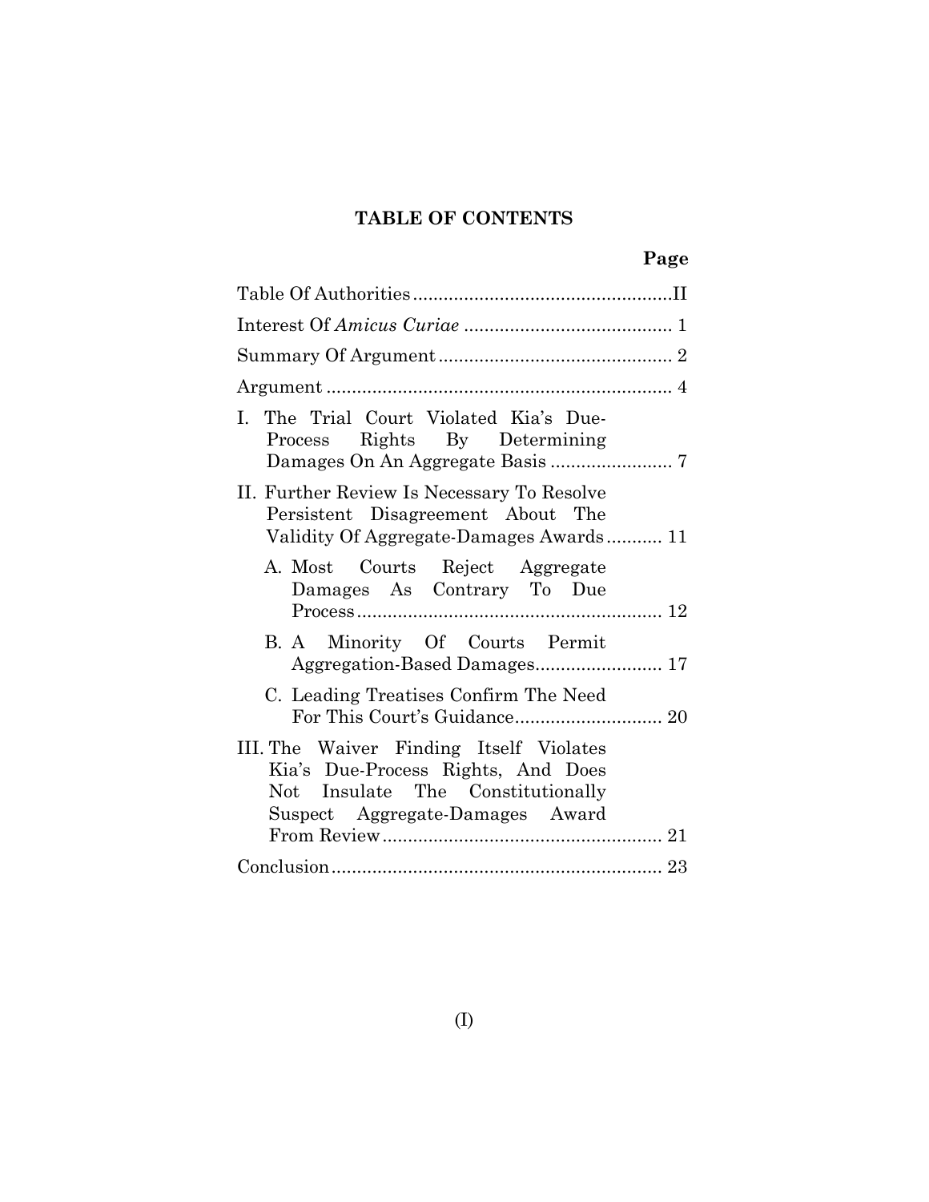## TABLE OF CONTENTS

| | Page |
|---|---|
| Table Of Authorities | II |
| Interest Of *Amicus Curiae* | 1 |
| Summary Of Argument | 2 |
| Argument | 4 |
| I. The Trial Court Violated Kia's Due-Process Rights By Determining Damages On An Aggregate Basis | 7 |
| II. Further Review Is Necessary To Resolve Persistent Disagreement About The Validity Of Aggregate-Damages Awards | 11 |
| A. Most Courts Reject Aggregate Damages As Contrary To Due Process | 12 |
| B. A Minority Of Courts Permit Aggregation-Based Damages | 17 |
| C. Leading Treatises Confirm The Need For This Court's Guidance | 20 |
| III. The Waiver Finding Itself Violates Kia's Due-Process Rights, And Does Not Insulate The Constitutionally Suspect Aggregate-Damages Award From Review | 21 |
| Conclusion | 23 |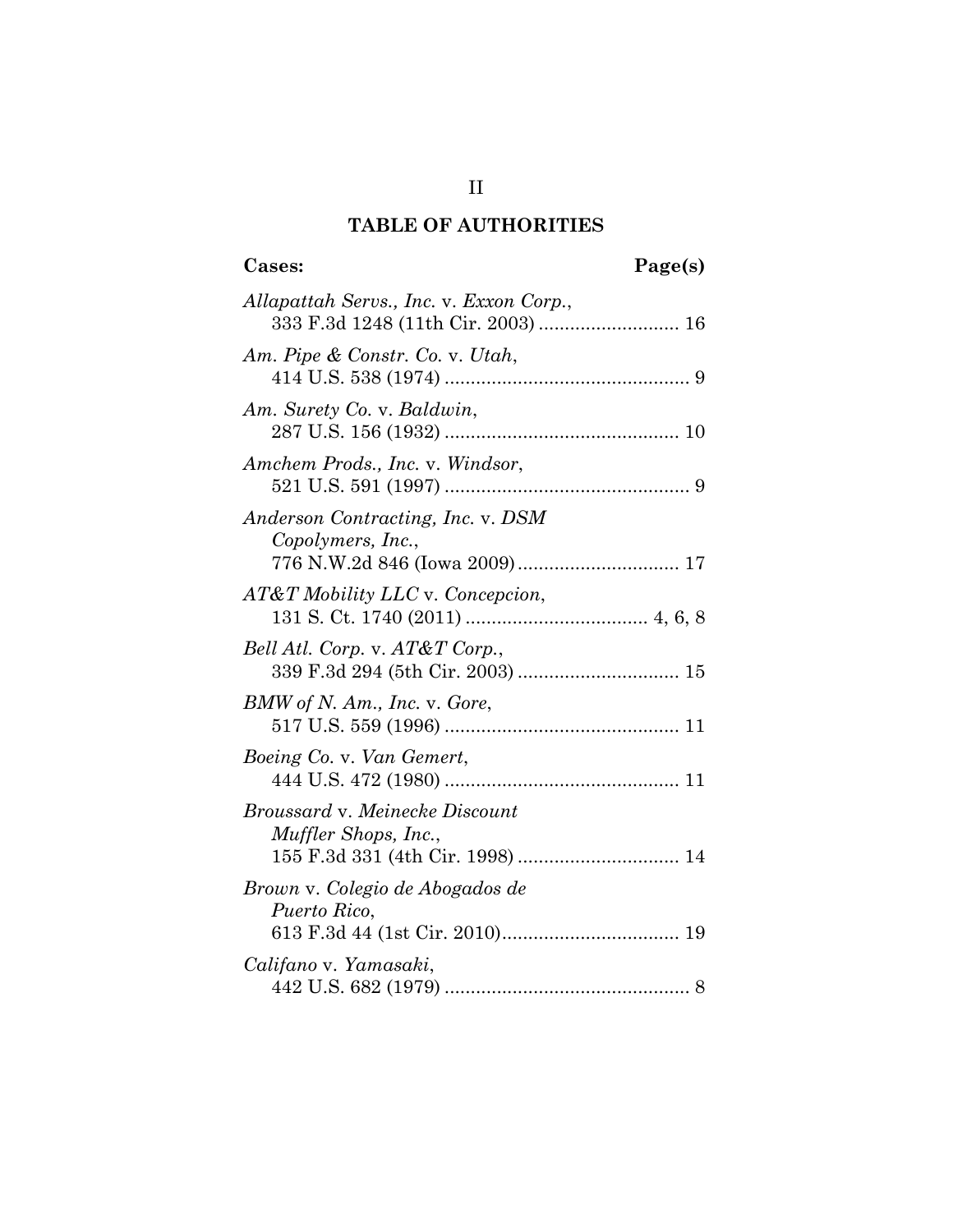## TABLE OF AUTHORITIES

**Cases:** **Page(s)**

*Allapattah Servs., Inc.* v. *Exxon Corp.*, 333 F.3d 1248 (11th Cir. 2003) .......................... 16

*Am. Pipe & Constr. Co.* v. *Utah*, 414 U.S. 538 (1974) .............................................. 9

*Am. Surety Co.* v. *Baldwin*, 287 U.S. 156 (1932) ............................................ 10

*Amchem Prods., Inc.* v. *Windsor*, 521 U.S. 591 (1997) .............................................. 9

*Anderson Contracting, Inc.* v. *DSM Copolymers, Inc.*, 776 N.W.2d 846 (Iowa 2009) .............................. 17

*AT&T Mobility LLC* v. *Concepcion*, 131 S. Ct. 1740 (2011) .................................. 4, 6, 8

*Bell Atl. Corp.* v. *AT&T Corp.*, 339 F.3d 294 (5th Cir. 2003) .............................. 15

*BMW of N. Am., Inc.* v. *Gore*, 517 U.S. 559 (1996) ............................................ 11

*Boeing Co.* v. *Van Gemert*, 444 U.S. 472 (1980) ............................................ 11

*Broussard* v. *Meinecke Discount Muffler Shops, Inc.*, 155 F.3d 331 (4th Cir. 1998) .............................. 14

*Brown* v. *Colegio de Abogados de Puerto Rico*, 613 F.3d 44 (1st Cir. 2010).................................. 19

*Califano* v. *Yamasaki*, 442 U.S. 682 (1979) .............................................. 8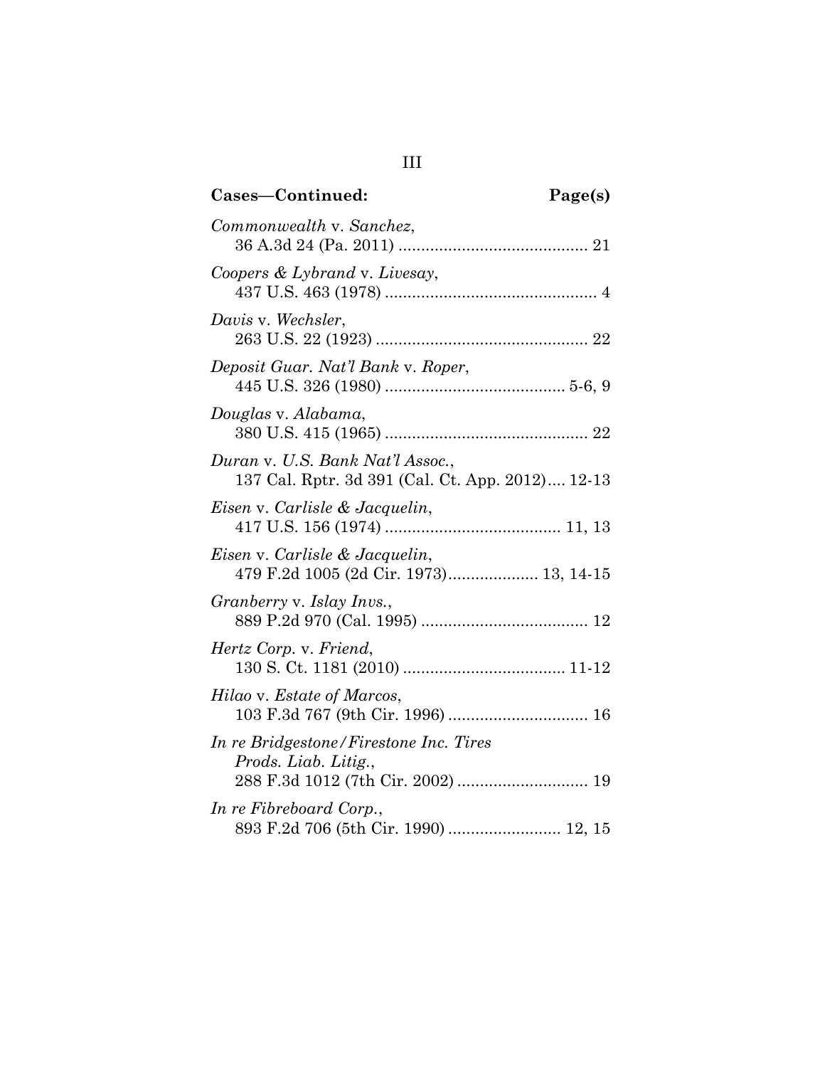**Cases—Continued: Page(s)**

*Commonwealth* v. *Sanchez*,
36 A.3d 24 (Pa. 2011) .......................................... 21

*Coopers & Lybrand* v. *Livesay*,
437 U.S. 463 (1978) .............................................. 4

*Davis* v. *Wechsler*,
263 U.S. 22 (1923) .............................................. 22

*Deposit Guar. Nat'l Bank* v. *Roper*,
445 U.S. 326 (1980) ....................................... 5-6, 9

*Douglas* v. *Alabama*,
380 U.S. 415 (1965) ............................................ 22

*Duran* v. *U.S. Bank Nat'l Assoc.*,
137 Cal. Rptr. 3d 391 (Cal. Ct. App. 2012).... 12-13

*Eisen* v. *Carlisle & Jacquelin*,
417 U.S. 156 (1974) ...................................... 11, 13

*Eisen* v. *Carlisle & Jacquelin*,
479 F.2d 1005 (2d Cir. 1973).................... 13, 14-15

*Granberry* v. *Islay Invs.*,
889 P.2d 970 (Cal. 1995) .................................... 12

*Hertz Corp.* v. *Friend*,
130 S. Ct. 1181 (2010) ................................... 11-12

*Hilao* v. *Estate of Marcos*,
103 F.3d 767 (9th Cir. 1996) ............................... 16

*In re Bridgestone/Firestone Inc. Tires Prods. Liab. Litig.*,
288 F.3d 1012 (7th Cir. 2002) ............................ 19

*In re Fibreboard Corp.*,
893 F.2d 706 (5th Cir. 1990) ......................... 12, 15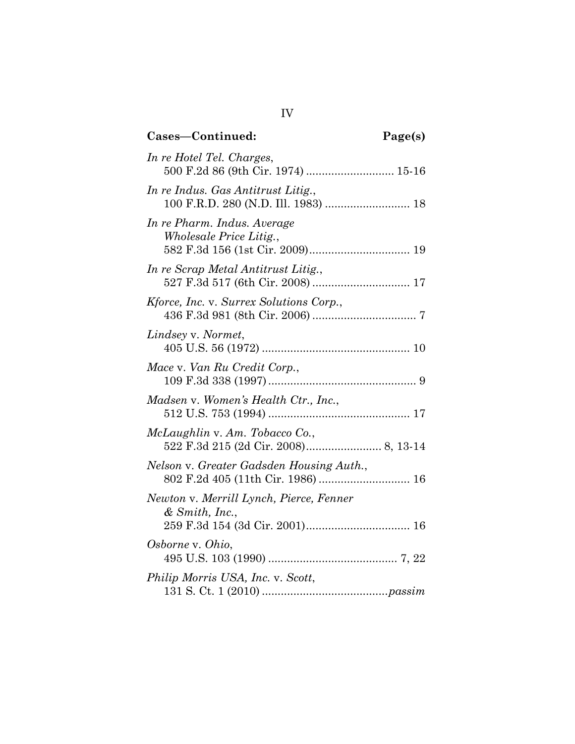**Cases—Continued: Page(s)**

*In re Hotel Tel. Charges*,
500 F.2d 86 (9th Cir. 1974) ............................ 15-16

*In re Indus. Gas Antitrust Litig.*,
100 F.R.D. 280 (N.D. Ill. 1983) .......................... 18

*In re Pharm. Indus. Average Wholesale Price Litig.*,
582 F.3d 156 (1st Cir. 2009)................................ 19

*In re Scrap Metal Antitrust Litig.*,
527 F.3d 517 (6th Cir. 2008) ............................... 17

*Kforce, Inc.* v. *Surrex Solutions Corp.*,
436 F.3d 981 (8th Cir. 2006) ................................. 7

*Lindsey* v. *Normet*,
405 U.S. 56 (1972) ............................................... 10

*Mace* v. *Van Ru Credit Corp.*,
109 F.3d 338 (1997) ............................................... 9

*Madsen* v. *Women's Health Ctr., Inc.*,
512 U.S. 753 (1994) ............................................. 17

*McLaughlin* v. *Am. Tobacco Co.*,
522 F.3d 215 (2d Cir. 2008)........................ 8, 13-14

*Nelson* v. *Greater Gadsden Housing Auth.*,
802 F.2d 405 (11th Cir. 1986) ............................. 16

*Newton* v. *Merrill Lynch, Pierce, Fenner & Smith, Inc.*,
259 F.3d 154 (3d Cir. 2001)................................. 16

*Osborne* v. *Ohio*,
495 U.S. 103 (1990) ......................................... 7, 22

*Philip Morris USA, Inc.* v. *Scott*,
131 S. Ct. 1 (2010) ........................................*passim*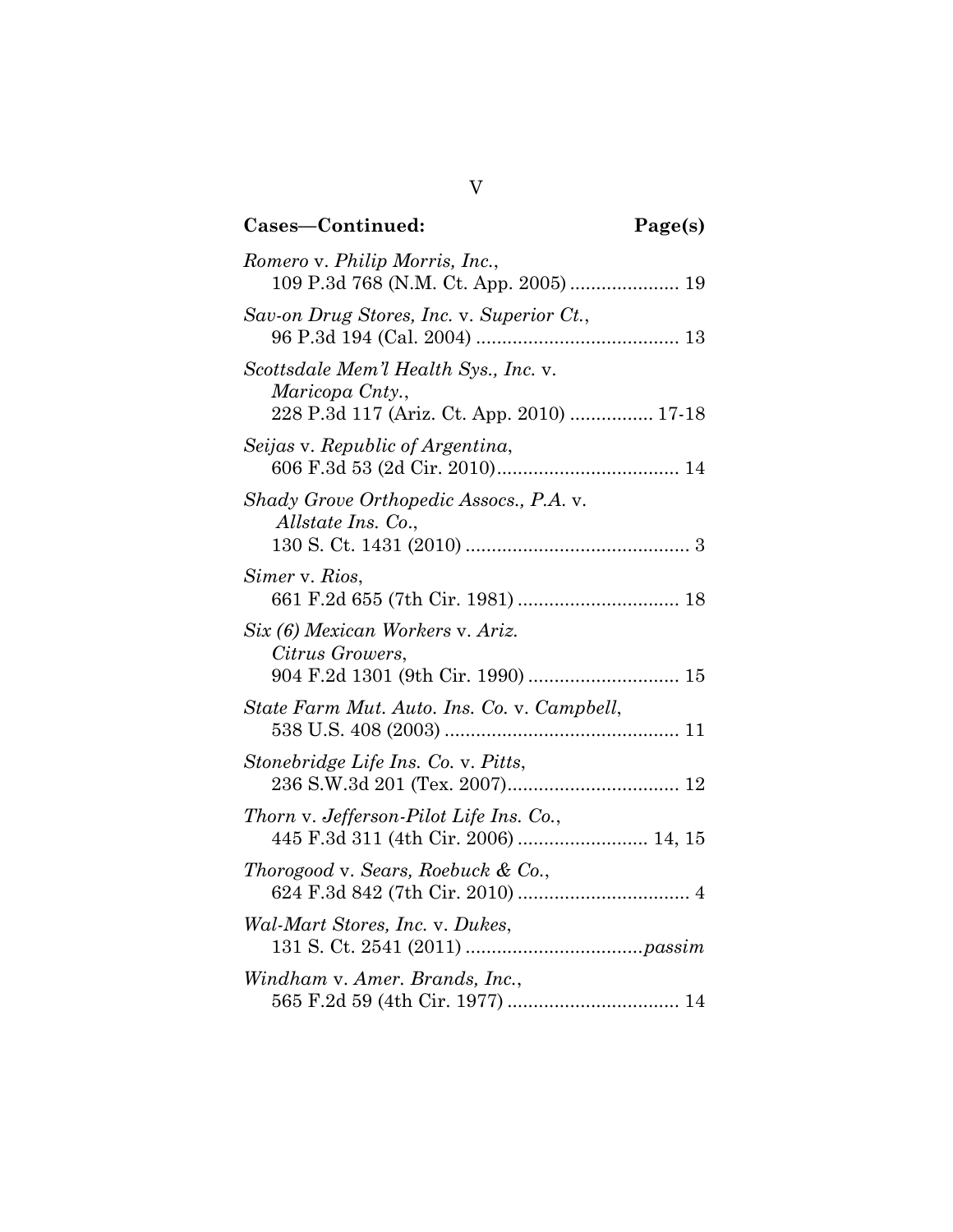**Cases—Continued: Page(s)**

*Romero* v. *Philip Morris, Inc.*,
109 P.3d 768 (N.M. Ct. App. 2005) .................... 19

*Sav-on Drug Stores, Inc.* v. *Superior Ct.*,
96 P.3d 194 (Cal. 2004) ...................................... 13

*Scottsdale Mem'l Health Sys., Inc.* v.
*Maricopa Cnty.*,
228 P.3d 117 (Ariz. Ct. App. 2010) ............... 17-18

*Seijas* v. *Republic of Argentina*,
606 F.3d 53 (2d Cir. 2010).................................. 14

*Shady Grove Orthopedic Assocs., P.A.* v.
*Allstate Ins. Co.*,
130 S. Ct. 1431 (2010) .......................................... 3

*Simer* v. *Rios*,
661 F.2d 655 (7th Cir. 1981) .............................. 18

*Six (6) Mexican Workers* v. *Ariz.*
*Citrus Growers*,
904 F.2d 1301 (9th Cir. 1990) ............................ 15

*State Farm Mut. Auto. Ins. Co.* v. *Campbell*,
538 U.S. 408 (2003) ............................................ 11

*Stonebridge Life Ins. Co.* v. *Pitts*,
236 S.W.3d 201 (Tex. 2007)................................ 12

*Thorn* v. *Jefferson-Pilot Life Ins. Co.*,
445 F.3d 311 (4th Cir. 2006) ........................ 14, 15

*Thorogood* v. *Sears, Roebuck & Co.*,
624 F.3d 842 (7th Cir. 2010) ................................ 4

*Wal-Mart Stores, Inc.* v. *Dukes*,
131 S. Ct. 2541 (2011) .................................*passim*

*Windham* v. *Amer. Brands, Inc.*,
565 F.2d 59 (4th Cir. 1977) ................................ 14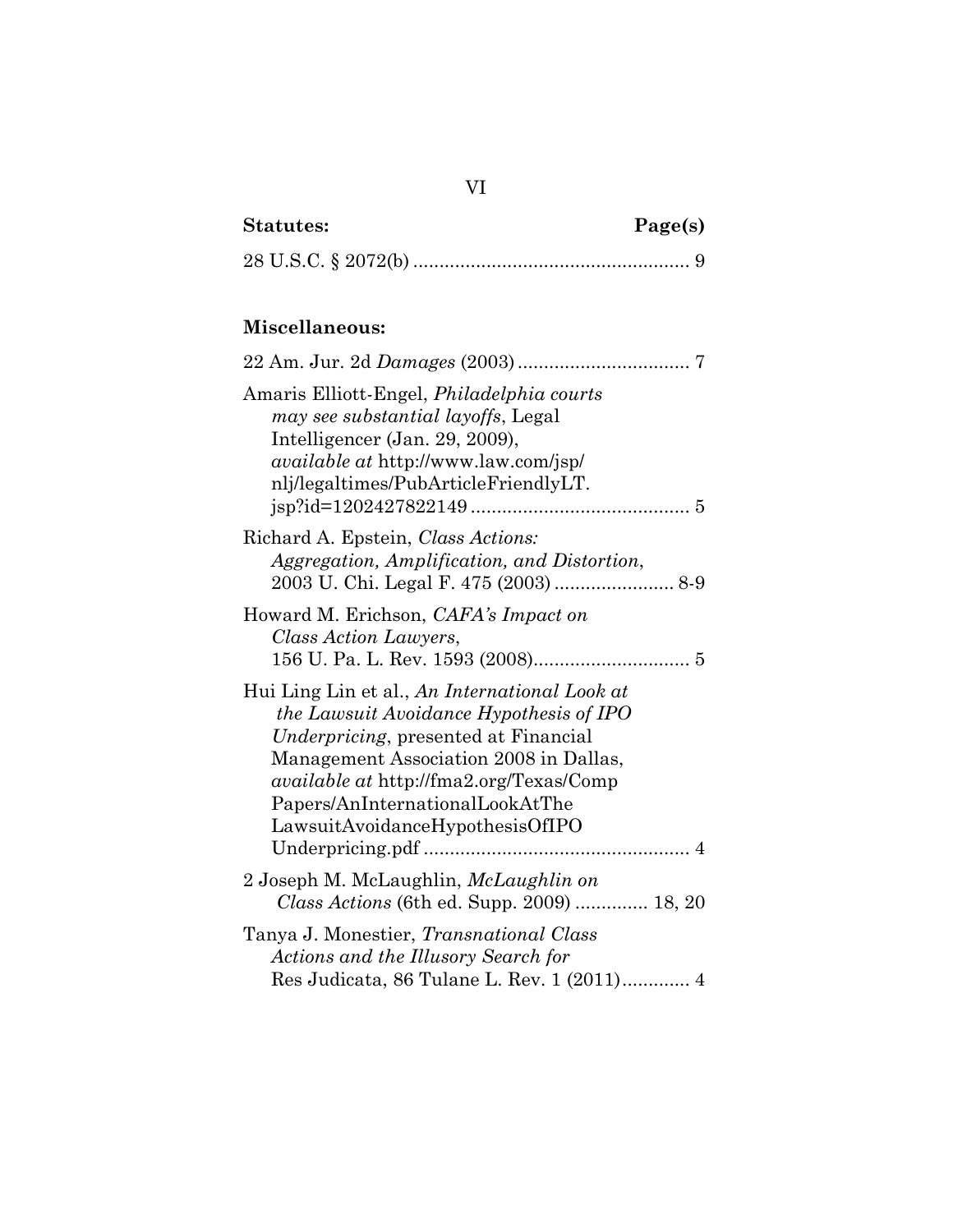| **Statutes:** | **Page(s)** |
|---|---|
| 28 U.S.C. § 2072(b) | 9 |

**Miscellaneous:**

22 Am. Jur. 2d *Damages* (2003) .................................. 7

Amaris Elliott-Engel, *Philadelphia courts may see substantial layoffs*, Legal Intelligencer (Jan. 29, 2009), *available at* http://www.law.com/jsp/nlj/legaltimes/PubArticleFriendlyLT.jsp?id=1202427822149 .......................................... 5

Richard A. Epstein, *Class Actions: Aggregation, Amplification, and Distortion*, 2003 U. Chi. Legal F. 475 (2003) ....................... 8-9

Howard M. Erichson, *CAFA's Impact on Class Action Lawyers*, 156 U. Pa. L. Rev. 1593 (2008).............................. 5

Hui Ling Lin et al., *An International Look at the Lawsuit Avoidance Hypothesis of IPO Underpricing*, presented at Financial Management Association 2008 in Dallas, *available at* http://fma2.org/Texas/CompPapers/AnInternationalLookAtTheLawsuitAvoidanceHypothesisOfIPOUnderpricing.pdf .................................................. 4

2 Joseph M. McLaughlin, *McLaughlin on Class Actions* (6th ed. Supp. 2009) ............. 18, 20

Tanya J. Monestier, *Transnational Class Actions and the Illusory Search for* Res Judicata, 86 Tulane L. Rev. 1 (2011)............. 4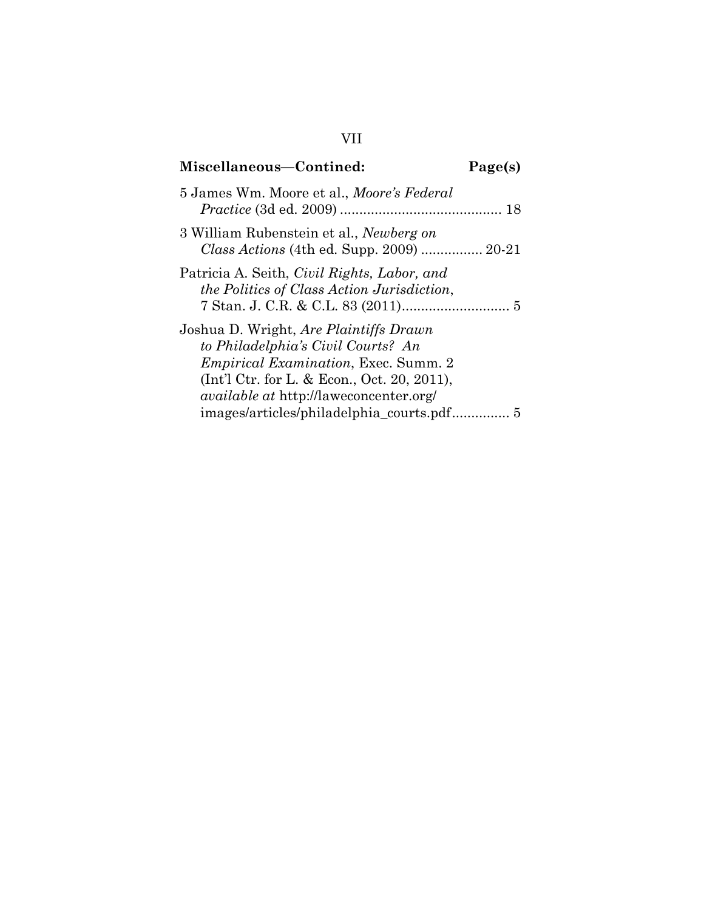**Miscellaneous—Contined:** **Page(s)**

5 James Wm. Moore et al., *Moore's Federal Practice* (3d ed. 2009) .......................................... 18

3 William Rubenstein et al., *Newberg on Class Actions* (4th ed. Supp. 2009) ................ 20-21

Patricia A. Seith, *Civil Rights, Labor, and the Politics of Class Action Jurisdiction*, 7 Stan. J. C.R. & C.L. 83 (2011)............................ 5

Joshua D. Wright, *Are Plaintiffs Drawn to Philadelphia's Civil Courts? An Empirical Examination*, Exec. Summ. 2 (Int'l Ctr. for L. & Econ., Oct. 20, 2011), *available at* http://laweconcenter.org/images/articles/philadelphia_courts.pdf............... 5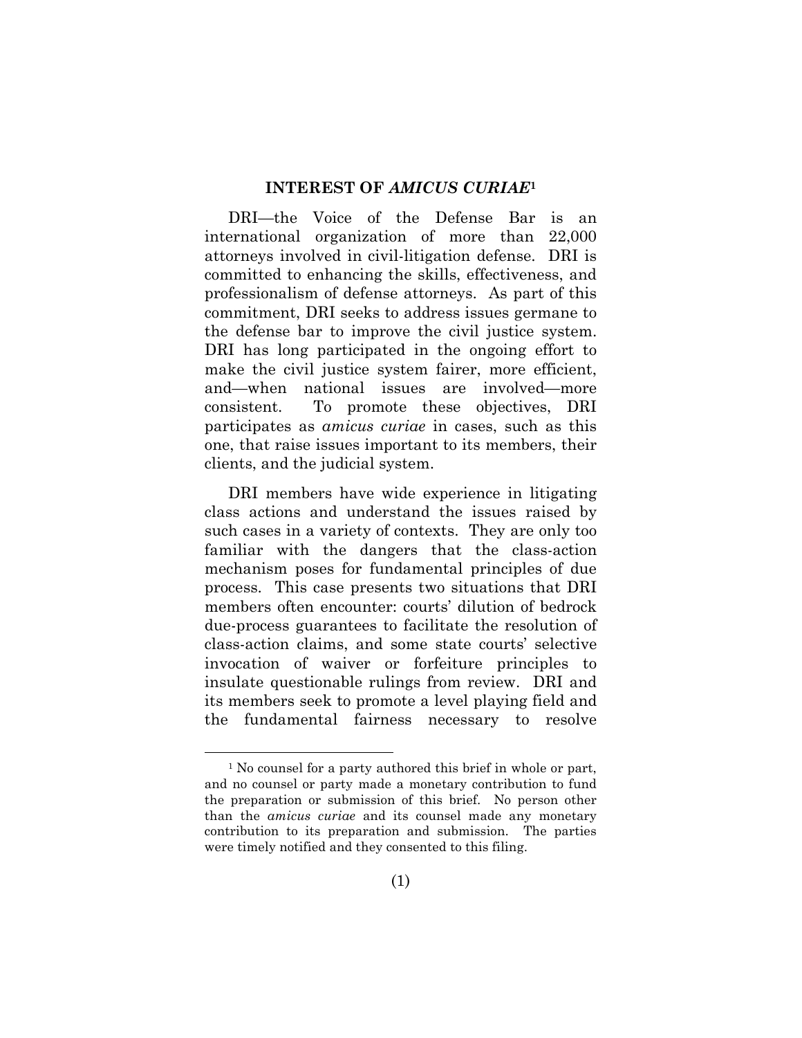## INTEREST OF *AMICUS CURIAE*[1]

DRI—the Voice of the Defense Bar is an international organization of more than 22,000 attorneys involved in civil-litigation defense. DRI is committed to enhancing the skills, effectiveness, and professionalism of defense attorneys. As part of this commitment, DRI seeks to address issues germane to the defense bar to improve the civil justice system. DRI has long participated in the ongoing effort to make the civil justice system fairer, more efficient, and—when national issues are involved—more consistent. To promote these objectives, DRI participates as *amicus curiae* in cases, such as this one, that raise issues important to its members, their clients, and the judicial system.

DRI members have wide experience in litigating class actions and understand the issues raised by such cases in a variety of contexts. They are only too familiar with the dangers that the class-action mechanism poses for fundamental principles of due process. This case presents two situations that DRI members often encounter: courts' dilution of bedrock due-process guarantees to facilitate the resolution of class-action claims, and some state courts' selective invocation of waiver or forfeiture principles to insulate questionable rulings from review. DRI and its members seek to promote a level playing field and the fundamental fairness necessary to resolve

---

[1] No counsel for a party authored this brief in whole or part, and no counsel or party made a monetary contribution to fund the preparation or submission of this brief. No person other than the *amicus curiae* and its counsel made any monetary contribution to its preparation and submission. The parties were timely notified and they consented to this filing.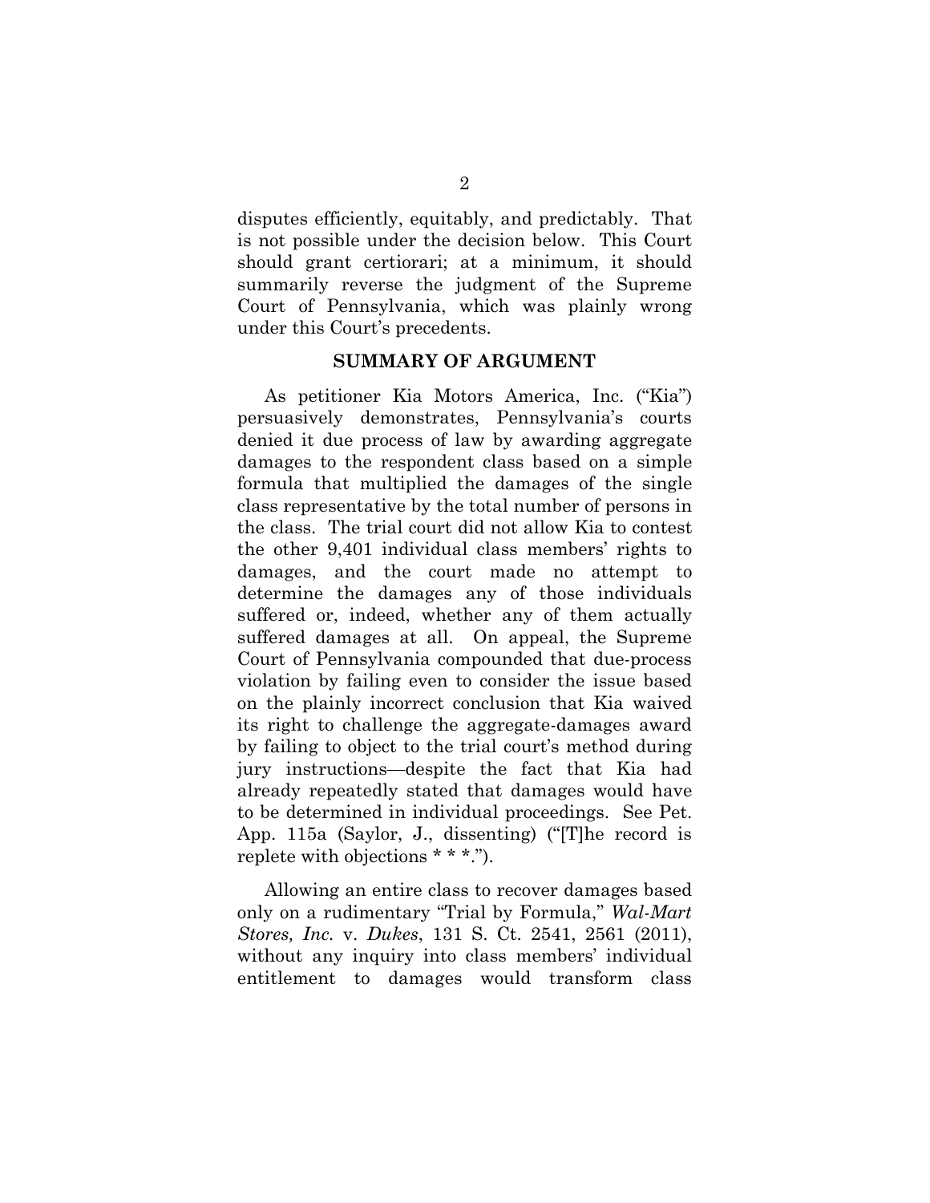disputes efficiently, equitably, and predictably. That is not possible under the decision below. This Court should grant certiorari; at a minimum, it should summarily reverse the judgment of the Supreme Court of Pennsylvania, which was plainly wrong under this Court's precedents.

## SUMMARY OF ARGUMENT

As petitioner Kia Motors America, Inc. ("Kia") persuasively demonstrates, Pennsylvania's courts denied it due process of law by awarding aggregate damages to the respondent class based on a simple formula that multiplied the damages of the single class representative by the total number of persons in the class. The trial court did not allow Kia to contest the other 9,401 individual class members' rights to damages, and the court made no attempt to determine the damages any of those individuals suffered or, indeed, whether any of them actually suffered damages at all. On appeal, the Supreme Court of Pennsylvania compounded that due-process violation by failing even to consider the issue based on the plainly incorrect conclusion that Kia waived its right to challenge the aggregate-damages award by failing to object to the trial court's method during jury instructions—despite the fact that Kia had already repeatedly stated that damages would have to be determined in individual proceedings. See Pet. App. 115a (Saylor, J., dissenting) ("[T]he record is replete with objections * * *.").

Allowing an entire class to recover damages based only on a rudimentary "Trial by Formula," *Wal-Mart Stores, Inc.* v. *Dukes*, 131 S. Ct. 2541, 2561 (2011), without any inquiry into class members' individual entitlement to damages would transform class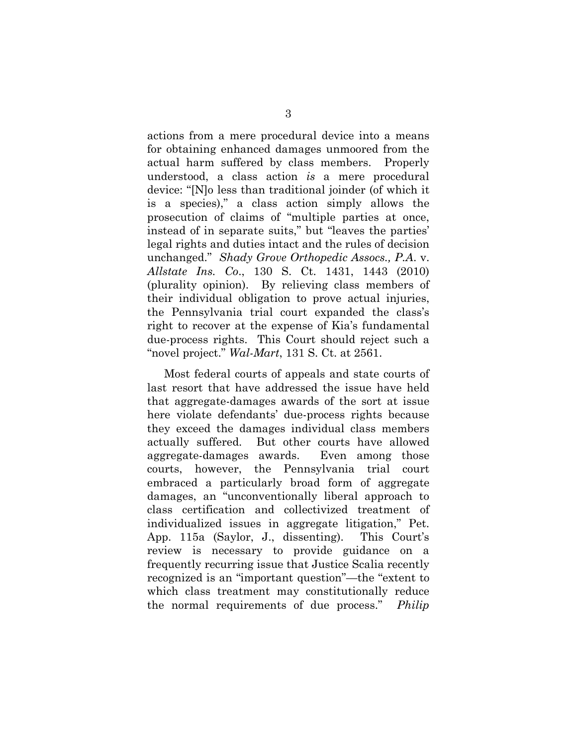actions from a mere procedural device into a means for obtaining enhanced damages unmoored from the actual harm suffered by class members. Properly understood, a class action *is* a mere procedural device: "[N]o less than traditional joinder (of which it is a species)," a class action simply allows the prosecution of claims of "multiple parties at once, instead of in separate suits," but "leaves the parties' legal rights and duties intact and the rules of decision unchanged." *Shady Grove Orthopedic Assocs., P.A.* v. *Allstate Ins. Co*., 130 S. Ct. 1431, 1443 (2010) (plurality opinion). By relieving class members of their individual obligation to prove actual injuries, the Pennsylvania trial court expanded the class's right to recover at the expense of Kia's fundamental due-process rights. This Court should reject such a "novel project." *Wal-Mart*, 131 S. Ct. at 2561.

Most federal courts of appeals and state courts of last resort that have addressed the issue have held that aggregate-damages awards of the sort at issue here violate defendants' due-process rights because they exceed the damages individual class members actually suffered. But other courts have allowed aggregate-damages awards. Even among those courts, however, the Pennsylvania trial court embraced a particularly broad form of aggregate damages, an "unconventionally liberal approach to class certification and collectivized treatment of individualized issues in aggregate litigation," Pet. App. 115a (Saylor, J., dissenting). This Court's review is necessary to provide guidance on a frequently recurring issue that Justice Scalia recently recognized is an "important question"—the "extent to which class treatment may constitutionally reduce the normal requirements of due process." *Philip*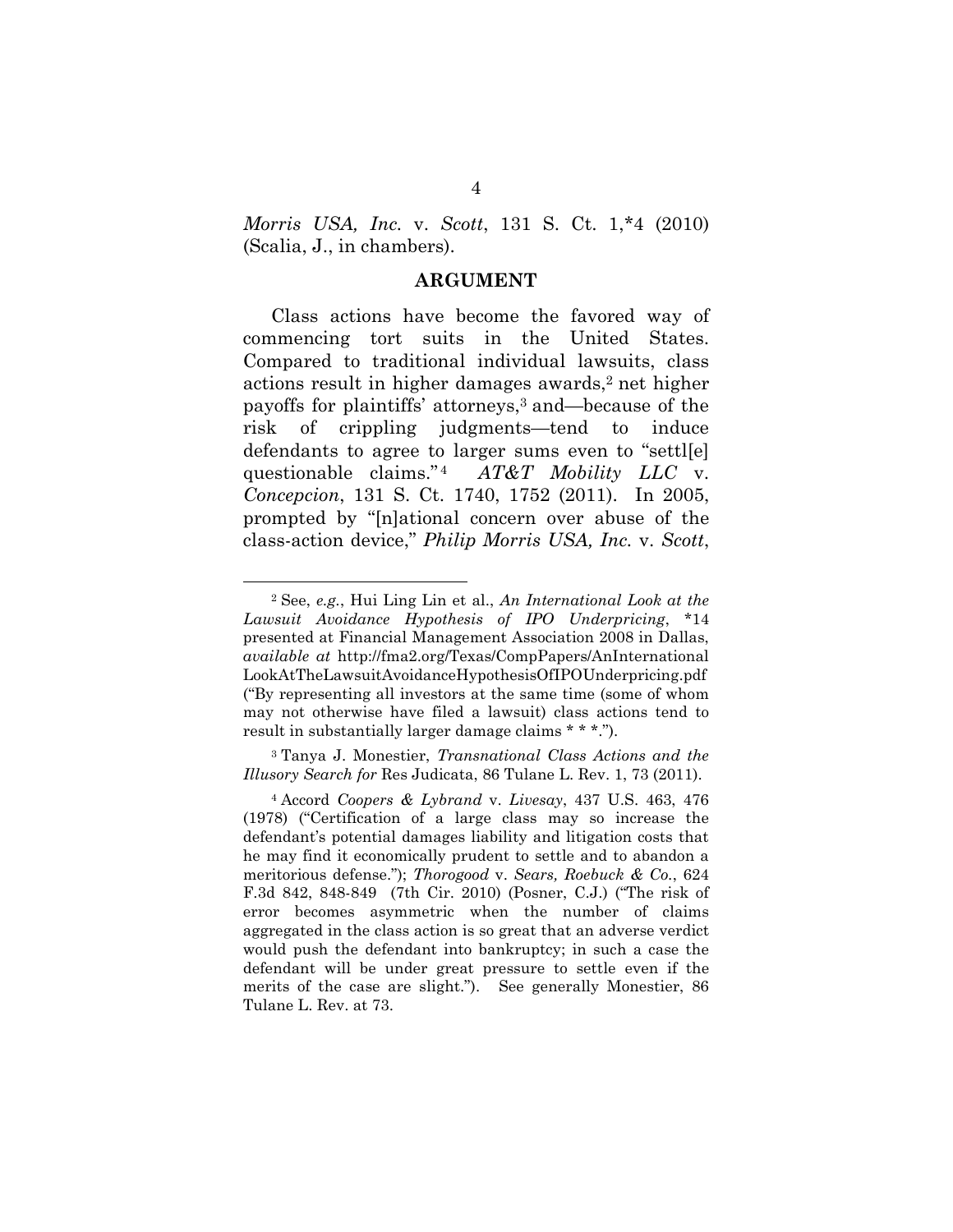*Morris USA, Inc.* v. *Scott*, 131 S. Ct. 1,*4 (2010) (Scalia, J., in chambers).

## ARGUMENT

Class actions have become the favored way of commencing tort suits in the United States. Compared to traditional individual lawsuits, class actions result in higher damages awards,[2] net higher payoffs for plaintiffs' attorneys,[3] and—because of the risk of crippling judgments—tend to induce defendants to agree to larger sums even to "settl[e] questionable claims."[4] *AT&T Mobility LLC* v. *Concepcion*, 131 S. Ct. 1740, 1752 (2011). In 2005, prompted by "[n]ational concern over abuse of the class-action device," *Philip Morris USA, Inc.* v. *Scott*,

---

[2] See, *e.g.*, Hui Ling Lin et al., *An International Look at the Lawsuit Avoidance Hypothesis of IPO Underpricing*, *14 presented at Financial Management Association 2008 in Dallas, *available at* http://fma2.org/Texas/CompPapers/AnInternationalLookAtTheLawsuitAvoidanceHypothesisOfIPOUnderpricing.pdf ("By representing all investors at the same time (some of whom may not otherwise have filed a lawsuit) class actions tend to result in substantially larger damage claims * * *.").

[3] Tanya J. Monestier, *Transnational Class Actions and the Illusory Search for* Res Judicata, 86 Tulane L. Rev. 1, 73 (2011).

[4] Accord *Coopers & Lybrand* v. *Livesay*, 437 U.S. 463, 476 (1978) ("Certification of a large class may so increase the defendant's potential damages liability and litigation costs that he may find it economically prudent to settle and to abandon a meritorious defense."); *Thorogood* v. *Sears, Roebuck & Co.*, 624 F.3d 842, 848-849 (7th Cir. 2010) (Posner, C.J.) ("The risk of error becomes asymmetric when the number of claims aggregated in the class action is so great that an adverse verdict would push the defendant into bankruptcy; in such a case the defendant will be under great pressure to settle even if the merits of the case are slight."). See generally Monestier, 86 Tulane L. Rev. at 73.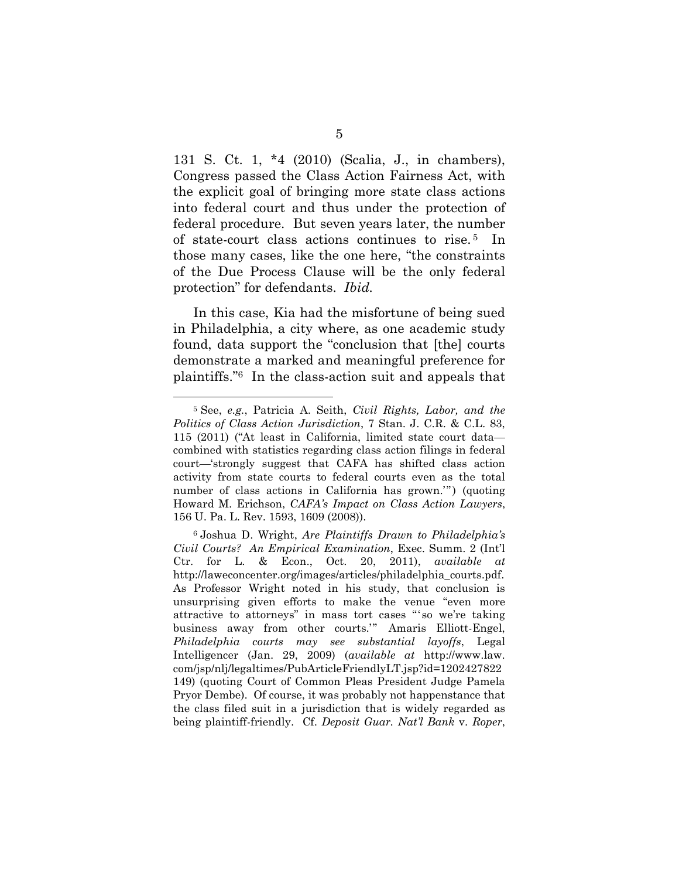131 S. Ct. 1, *4 (2010) (Scalia, J., in chambers), Congress passed the Class Action Fairness Act, with the explicit goal of bringing more state class actions into federal court and thus under the protection of federal procedure. But seven years later, the number of state-court class actions continues to rise.[5] In those many cases, like the one here, "the constraints of the Due Process Clause will be the only federal protection" for defendants. *Ibid.*

In this case, Kia had the misfortune of being sued in Philadelphia, a city where, as one academic study found, data support the "conclusion that [the] courts demonstrate a marked and meaningful preference for plaintiffs."[6] In the class-action suit and appeals that

---

[5] See, *e.g.*, Patricia A. Seith, *Civil Rights, Labor, and the Politics of Class Action Jurisdiction*, 7 Stan. J. C.R. & C.L. 83, 115 (2011) ("At least in California, limited state court data—combined with statistics regarding class action filings in federal court—'strongly suggest that CAFA has shifted class action activity from state courts to federal courts even as the total number of class actions in California has grown.'") (quoting Howard M. Erichson, *CAFA's Impact on Class Action Lawyers*, 156 U. Pa. L. Rev. 1593, 1609 (2008)).

[6] Joshua D. Wright, *Are Plaintiffs Drawn to Philadelphia's Civil Courts? An Empirical Examination*, Exec. Summ. 2 (Int'l Ctr. for L. & Econ., Oct. 20, 2011), *available at* http://laweconcenter.org/images/articles/philadelphia_courts.pdf. As Professor Wright noted in his study, that conclusion is unsurprising given efforts to make the venue "even more attractive to attorneys" in mass tort cases "'so we're taking business away from other courts.'" Amaris Elliott-Engel, *Philadelphia courts may see substantial layoffs*, Legal Intelligencer (Jan. 29, 2009) (*available at* http://www.law.com/jsp/nlj/legaltimes/PubArticleFriendlyLT.jsp?id=1202427822149) (quoting Court of Common Pleas President Judge Pamela Pryor Dembe). Of course, it was probably not happenstance that the class filed suit in a jurisdiction that is widely regarded as being plaintiff-friendly. Cf. *Deposit Guar. Nat'l Bank* v. *Roper*,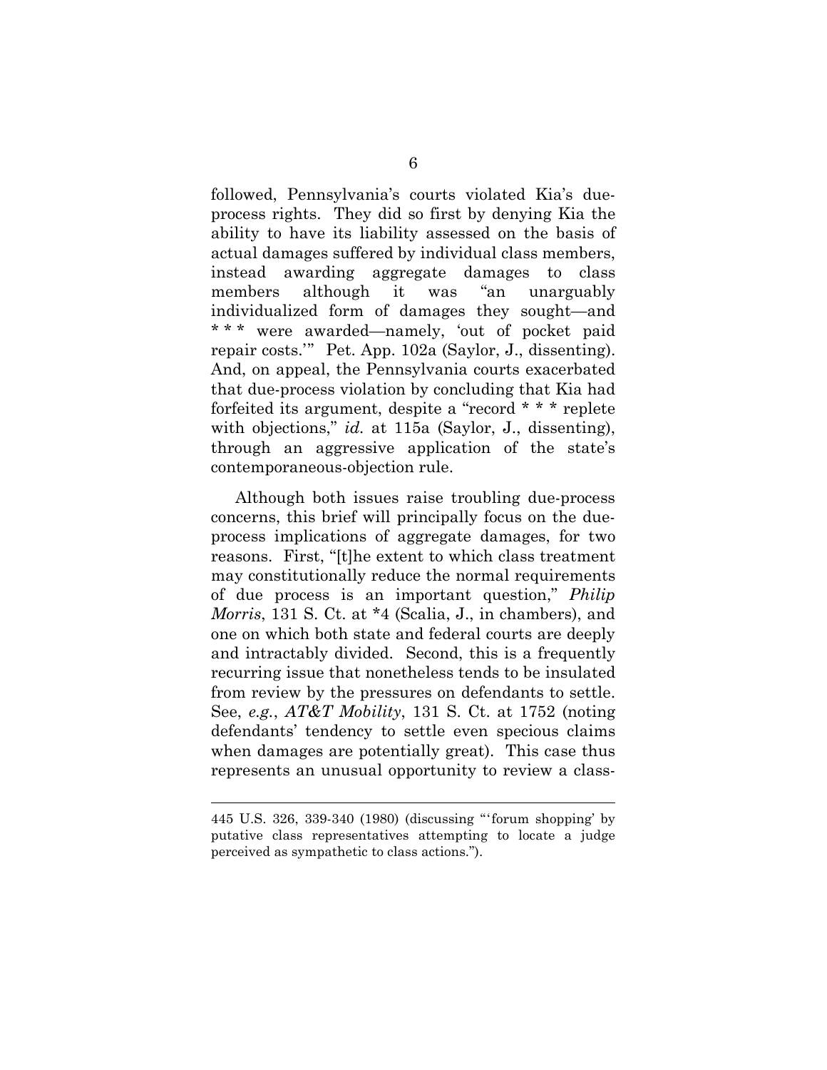followed, Pennsylvania's courts violated Kia's due-process rights. They did so first by denying Kia the ability to have its liability assessed on the basis of actual damages suffered by individual class members, instead awarding aggregate damages to class members although it was "an unarguably individualized form of damages they sought—and * * * were awarded—namely, 'out of pocket paid repair costs.'" Pet. App. 102a (Saylor, J., dissenting). And, on appeal, the Pennsylvania courts exacerbated that due-process violation by concluding that Kia had forfeited its argument, despite a "record * * * replete with objections," *id.* at 115a (Saylor, J., dissenting), through an aggressive application of the state's contemporaneous-objection rule.

Although both issues raise troubling due-process concerns, this brief will principally focus on the due-process implications of aggregate damages, for two reasons. First, "[t]he extent to which class treatment may constitutionally reduce the normal requirements of due process is an important question," *Philip Morris*, 131 S. Ct. at *4 (Scalia, J., in chambers), and one on which both state and federal courts are deeply and intractably divided. Second, this is a frequently recurring issue that nonetheless tends to be insulated from review by the pressures on defendants to settle. See, *e.g.*, *AT&T Mobility*, 131 S. Ct. at 1752 (noting defendants' tendency to settle even specious claims when damages are potentially great). This case thus represents an unusual opportunity to review a class-

---

445 U.S. 326, 339-340 (1980) (discussing "'forum shopping' by putative class representatives attempting to locate a judge perceived as sympathetic to class actions.").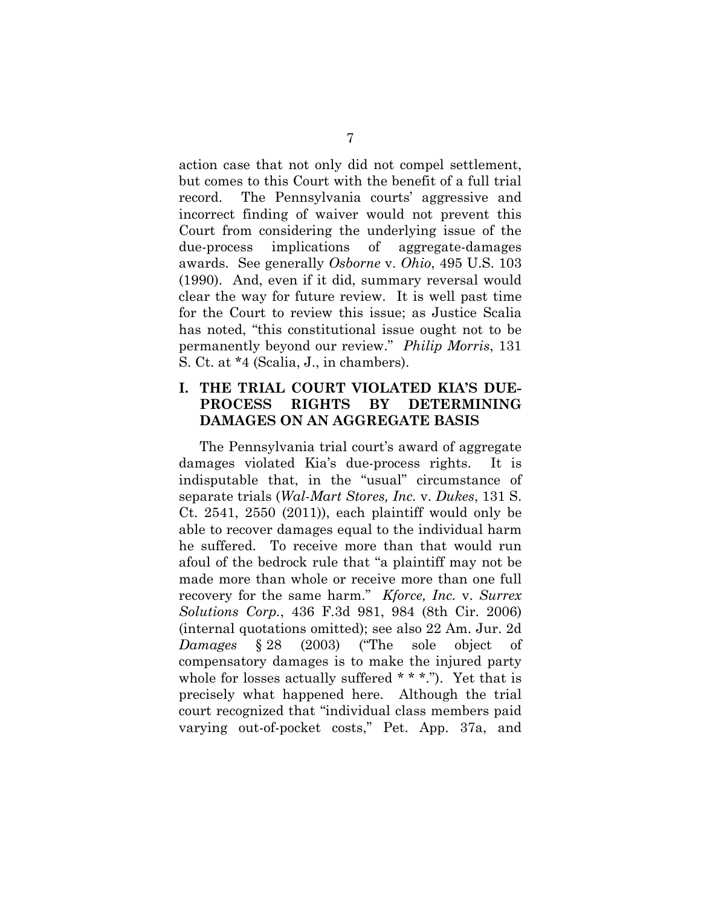action case that not only did not compel settlement, but comes to this Court with the benefit of a full trial record. The Pennsylvania courts' aggressive and incorrect finding of waiver would not prevent this Court from considering the underlying issue of the due-process implications of aggregate-damages awards. See generally *Osborne* v. *Ohio*, 495 U.S. 103 (1990). And, even if it did, summary reversal would clear the way for future review. It is well past time for the Court to review this issue; as Justice Scalia has noted, "this constitutional issue ought not to be permanently beyond our review." *Philip Morris*, 131 S. Ct. at *4 (Scalia, J., in chambers).

## I. THE TRIAL COURT VIOLATED KIA'S DUE-PROCESS RIGHTS BY DETERMINING DAMAGES ON AN AGGREGATE BASIS

The Pennsylvania trial court's award of aggregate damages violated Kia's due-process rights. It is indisputable that, in the "usual" circumstance of separate trials (*Wal-Mart Stores, Inc.* v. *Dukes*, 131 S. Ct. 2541, 2550 (2011)), each plaintiff would only be able to recover damages equal to the individual harm he suffered. To receive more than that would run afoul of the bedrock rule that "a plaintiff may not be made more than whole or receive more than one full recovery for the same harm." *Kforce, Inc.* v. *Surrex Solutions Corp.*, 436 F.3d 981, 984 (8th Cir. 2006) (internal quotations omitted); see also 22 Am. Jur. 2d *Damages* § 28 (2003) ("The sole object of compensatory damages is to make the injured party whole for losses actually suffered * * *."). Yet that is precisely what happened here. Although the trial court recognized that "individual class members paid varying out-of-pocket costs," Pet. App. 37a, and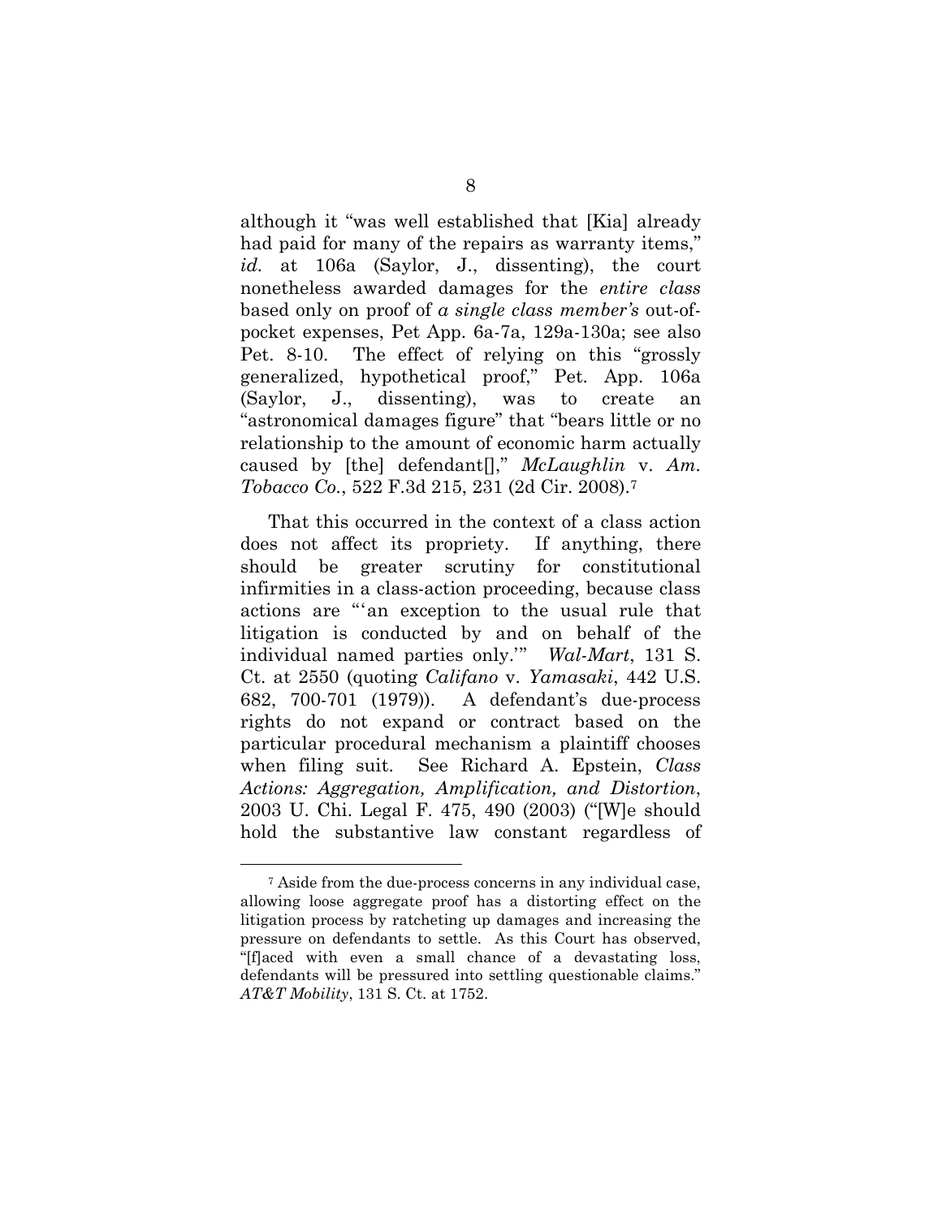although it "was well established that [Kia] already had paid for many of the repairs as warranty items," *id.* at 106a (Saylor, J., dissenting), the court nonetheless awarded damages for the *entire class* based only on proof of *a single class member's* out-of-pocket expenses, Pet App. 6a-7a, 129a-130a; see also Pet. 8-10. The effect of relying on this "grossly generalized, hypothetical proof," Pet. App. 106a (Saylor, J., dissenting), was to create an "astronomical damages figure" that "bears little or no relationship to the amount of economic harm actually caused by [the] defendant[]," *McLaughlin* v. *Am. Tobacco Co.*, 522 F.3d 215, 231 (2d Cir. 2008).[7]

That this occurred in the context of a class action does not affect its propriety. If anything, there should be greater scrutiny for constitutional infirmities in a class-action proceeding, because class actions are "'an exception to the usual rule that litigation is conducted by and on behalf of the individual named parties only.'" *Wal-Mart*, 131 S. Ct. at 2550 (quoting *Califano* v. *Yamasaki*, 442 U.S. 682, 700-701 (1979)). A defendant's due-process rights do not expand or contract based on the particular procedural mechanism a plaintiff chooses when filing suit. See Richard A. Epstein, *Class Actions: Aggregation, Amplification, and Distortion*, 2003 U. Chi. Legal F. 475, 490 (2003) ("[W]e should hold the substantive law constant regardless of

---

[7] Aside from the due-process concerns in any individual case, allowing loose aggregate proof has a distorting effect on the litigation process by ratcheting up damages and increasing the pressure on defendants to settle. As this Court has observed, "[f]aced with even a small chance of a devastating loss, defendants will be pressured into settling questionable claims." *AT&T Mobility*, 131 S. Ct. at 1752.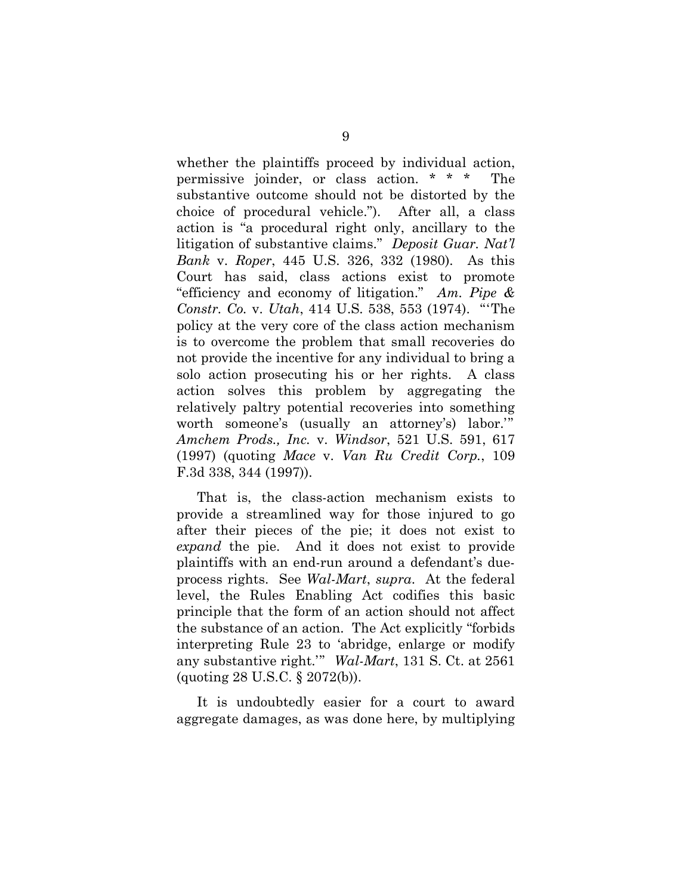whether the plaintiffs proceed by individual action, permissive joinder, or class action. * * * The substantive outcome should not be distorted by the choice of procedural vehicle."). After all, a class action is "a procedural right only, ancillary to the litigation of substantive claims." *Deposit Guar. Nat'l Bank* v. *Roper*, 445 U.S. 326, 332 (1980). As this Court has said, class actions exist to promote "efficiency and economy of litigation." *Am. Pipe & Constr. Co.* v. *Utah*, 414 U.S. 538, 553 (1974). "'The policy at the very core of the class action mechanism is to overcome the problem that small recoveries do not provide the incentive for any individual to bring a solo action prosecuting his or her rights. A class action solves this problem by aggregating the relatively paltry potential recoveries into something worth someone's (usually an attorney's) labor.'" *Amchem Prods., Inc.* v. *Windsor*, 521 U.S. 591, 617 (1997) (quoting *Mace* v. *Van Ru Credit Corp.*, 109 F.3d 338, 344 (1997)).

That is, the class-action mechanism exists to provide a streamlined way for those injured to go after their pieces of the pie; it does not exist to *expand* the pie. And it does not exist to provide plaintiffs with an end-run around a defendant's due-process rights. See *Wal-Mart*, *supra*. At the federal level, the Rules Enabling Act codifies this basic principle that the form of an action should not affect the substance of an action. The Act explicitly "forbids interpreting Rule 23 to 'abridge, enlarge or modify any substantive right.'" *Wal-Mart*, 131 S. Ct. at 2561 (quoting 28 U.S.C. § 2072(b)).

It is undoubtedly easier for a court to award aggregate damages, as was done here, by multiplying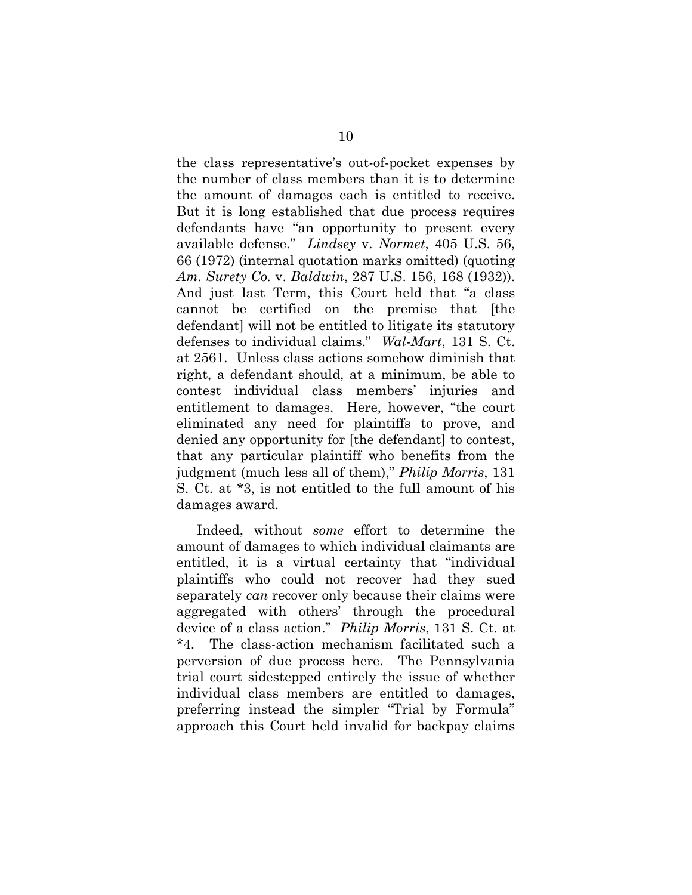the class representative's out-of-pocket expenses by the number of class members than it is to determine the amount of damages each is entitled to receive. But it is long established that due process requires defendants have "an opportunity to present every available defense." *Lindsey* v. *Normet*, 405 U.S. 56, 66 (1972) (internal quotation marks omitted) (quoting *Am. Surety Co.* v. *Baldwin*, 287 U.S. 156, 168 (1932)). And just last Term, this Court held that "a class cannot be certified on the premise that [the defendant] will not be entitled to litigate its statutory defenses to individual claims." *Wal-Mart*, 131 S. Ct. at 2561. Unless class actions somehow diminish that right, a defendant should, at a minimum, be able to contest individual class members' injuries and entitlement to damages. Here, however, "the court eliminated any need for plaintiffs to prove, and denied any opportunity for [the defendant] to contest, that any particular plaintiff who benefits from the judgment (much less all of them)," *Philip Morris*, 131 S. Ct. at *3, is not entitled to the full amount of his damages award.

Indeed, without *some* effort to determine the amount of damages to which individual claimants are entitled, it is a virtual certainty that "individual plaintiffs who could not recover had they sued separately *can* recover only because their claims were aggregated with others' through the procedural device of a class action." *Philip Morris*, 131 S. Ct. at *4. The class-action mechanism facilitated such a perversion of due process here. The Pennsylvania trial court sidestepped entirely the issue of whether individual class members are entitled to damages, preferring instead the simpler "Trial by Formula" approach this Court held invalid for backpay claims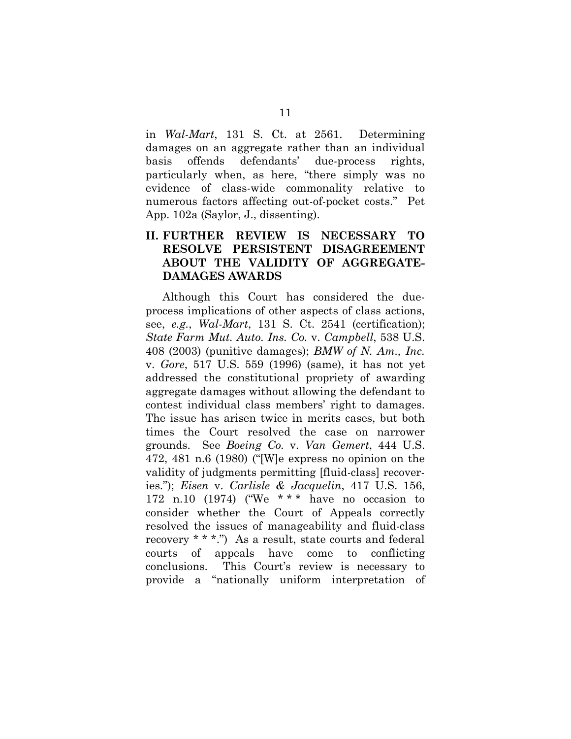in *Wal-Mart*, 131 S. Ct. at 2561. Determining damages on an aggregate rather than an individual basis offends defendants' due-process rights, particularly when, as here, "there simply was no evidence of class-wide commonality relative to numerous factors affecting out-of-pocket costs." Pet App. 102a (Saylor, J., dissenting).

## II. FURTHER REVIEW IS NECESSARY TO RESOLVE PERSISTENT DISAGREEMENT ABOUT THE VALIDITY OF AGGREGATE-DAMAGES AWARDS

Although this Court has considered the due-process implications of other aspects of class actions, see, *e.g.*, *Wal-Mart*, 131 S. Ct. 2541 (certification); *State Farm Mut. Auto. Ins. Co.* v. *Campbell*, 538 U.S. 408 (2003) (punitive damages); *BMW of N. Am., Inc.* v. *Gore*, 517 U.S. 559 (1996) (same), it has not yet addressed the constitutional propriety of awarding aggregate damages without allowing the defendant to contest individual class members' right to damages. The issue has arisen twice in merits cases, but both times the Court resolved the case on narrower grounds. See *Boeing Co.* v. *Van Gemert*, 444 U.S. 472, 481 n.6 (1980) ("[W]e express no opinion on the validity of judgments permitting [fluid-class] recoveries."); *Eisen* v. *Carlisle & Jacquelin*, 417 U.S. 156, 172 n.10 (1974) ("We * * * have no occasion to consider whether the Court of Appeals correctly resolved the issues of manageability and fluid-class recovery * * *.") As a result, state courts and federal courts of appeals have come to conflicting conclusions. This Court's review is necessary to provide a "nationally uniform interpretation of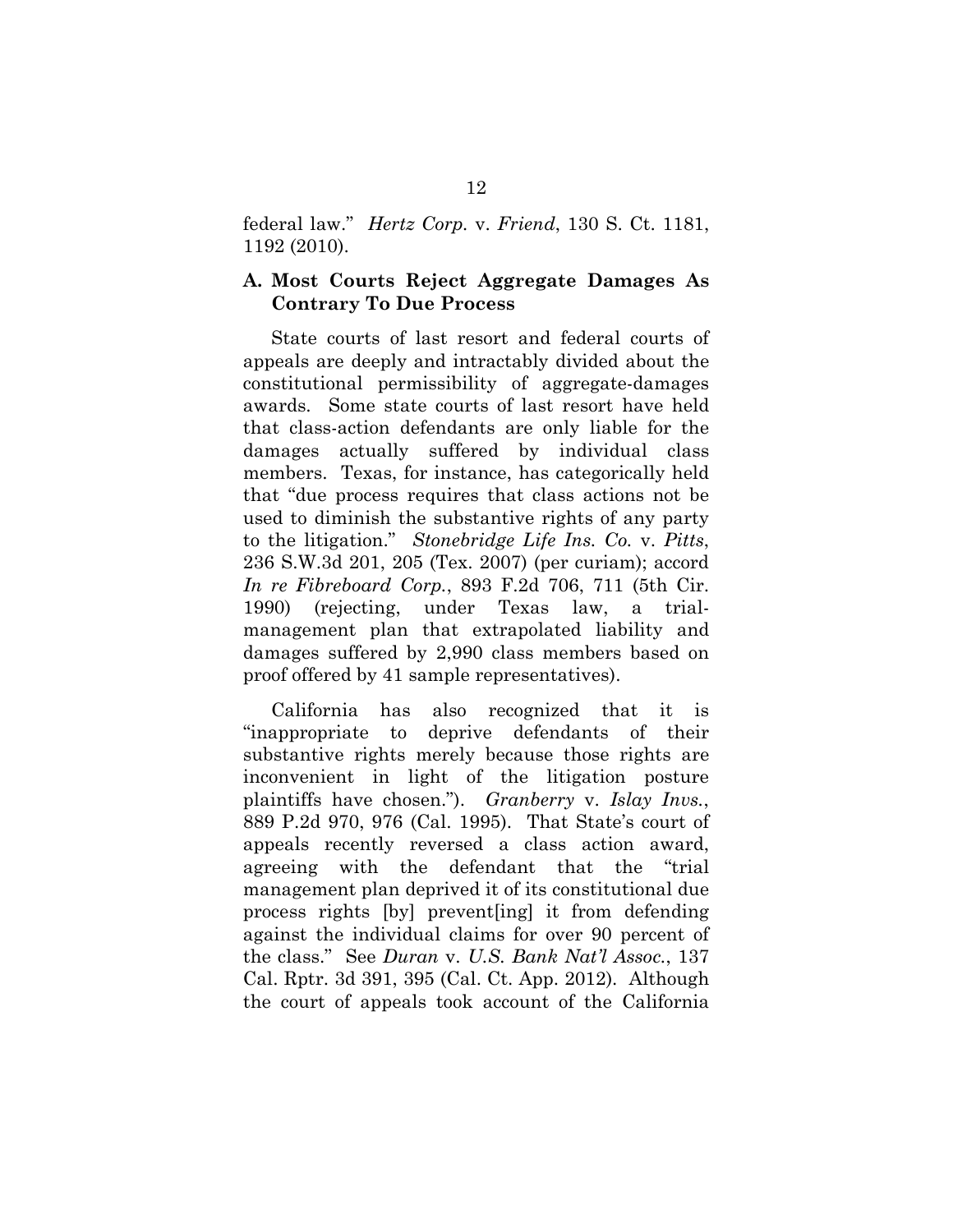federal law." *Hertz Corp.* v. *Friend*, 130 S. Ct. 1181, 1192 (2010).

### A. Most Courts Reject Aggregate Damages As Contrary To Due Process

State courts of last resort and federal courts of appeals are deeply and intractably divided about the constitutional permissibility of aggregate-damages awards. Some state courts of last resort have held that class-action defendants are only liable for the damages actually suffered by individual class members. Texas, for instance, has categorically held that "due process requires that class actions not be used to diminish the substantive rights of any party to the litigation." *Stonebridge Life Ins. Co.* v. *Pitts*, 236 S.W.3d 201, 205 (Tex. 2007) (per curiam); accord *In re Fibreboard Corp.*, 893 F.2d 706, 711 (5th Cir. 1990) (rejecting, under Texas law, a trial-management plan that extrapolated liability and damages suffered by 2,990 class members based on proof offered by 41 sample representatives).

California has also recognized that it is "inappropriate to deprive defendants of their substantive rights merely because those rights are inconvenient in light of the litigation posture plaintiffs have chosen."). *Granberry* v. *Islay Invs.*, 889 P.2d 970, 976 (Cal. 1995). That State's court of appeals recently reversed a class action award, agreeing with the defendant that the "trial management plan deprived it of its constitutional due process rights [by] prevent[ing] it from defending against the individual claims for over 90 percent of the class." See *Duran* v. *U.S. Bank Nat'l Assoc.*, 137 Cal. Rptr. 3d 391, 395 (Cal. Ct. App. 2012). Although the court of appeals took account of the California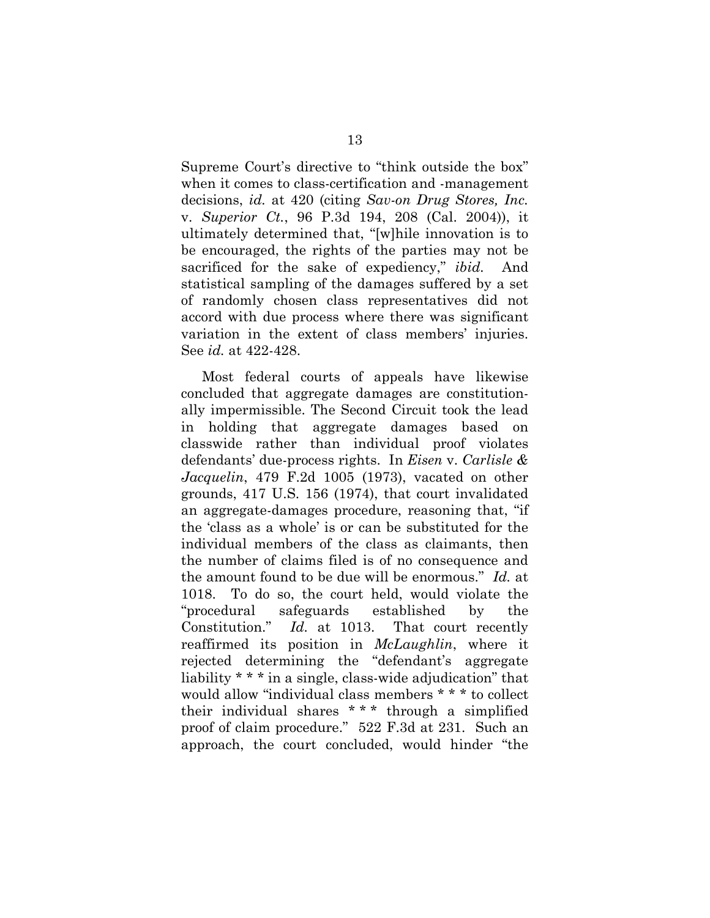Supreme Court's directive to "think outside the box" when it comes to class-certification and -management decisions, *id.* at 420 (citing *Sav-on Drug Stores, Inc.* v. *Superior Ct.*, 96 P.3d 194, 208 (Cal. 2004)), it ultimately determined that, "[w]hile innovation is to be encouraged, the rights of the parties may not be sacrificed for the sake of expediency," *ibid.* And statistical sampling of the damages suffered by a set of randomly chosen class representatives did not accord with due process where there was significant variation in the extent of class members' injuries. See *id.* at 422-428.

Most federal courts of appeals have likewise concluded that aggregate damages are constitutionally impermissible. The Second Circuit took the lead in holding that aggregate damages based on classwide rather than individual proof violates defendants' due-process rights. In *Eisen* v. *Carlisle & Jacquelin*, 479 F.2d 1005 (1973), vacated on other grounds, 417 U.S. 156 (1974), that court invalidated an aggregate-damages procedure, reasoning that, "if the 'class as a whole' is or can be substituted for the individual members of the class as claimants, then the number of claims filed is of no consequence and the amount found to be due will be enormous." *Id.* at 1018. To do so, the court held, would violate the "procedural safeguards established by the Constitution." *Id.* at 1013. That court recently reaffirmed its position in *McLaughlin*, where it rejected determining the "defendant's aggregate liability * * * in a single, class-wide adjudication" that would allow "individual class members * * * to collect their individual shares * * * through a simplified proof of claim procedure." 522 F.3d at 231. Such an approach, the court concluded, would hinder "the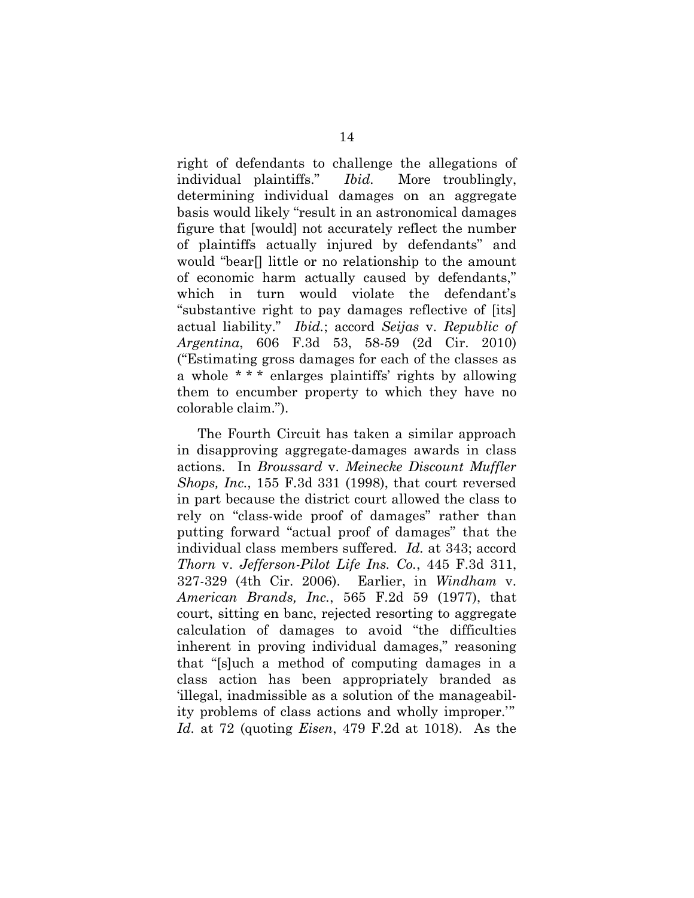right of defendants to challenge the allegations of individual plaintiffs." *Ibid.* More troublingly, determining individual damages on an aggregate basis would likely "result in an astronomical damages figure that [would] not accurately reflect the number of plaintiffs actually injured by defendants" and would "bear[] little or no relationship to the amount of economic harm actually caused by defendants," which in turn would violate the defendant's "substantive right to pay damages reflective of [its] actual liability." *Ibid.*; accord *Seijas* v. *Republic of Argentina*, 606 F.3d 53, 58-59 (2d Cir. 2010) ("Estimating gross damages for each of the classes as a whole * * * enlarges plaintiffs' rights by allowing them to encumber property to which they have no colorable claim.").

The Fourth Circuit has taken a similar approach in disapproving aggregate-damages awards in class actions. In *Broussard* v. *Meinecke Discount Muffler Shops, Inc.*, 155 F.3d 331 (1998), that court reversed in part because the district court allowed the class to rely on "class-wide proof of damages" rather than putting forward "actual proof of damages" that the individual class members suffered. *Id.* at 343; accord *Thorn* v. *Jefferson-Pilot Life Ins. Co.*, 445 F.3d 311, 327-329 (4th Cir. 2006). Earlier, in *Windham* v. *American Brands, Inc.*, 565 F.2d 59 (1977), that court, sitting en banc, rejected resorting to aggregate calculation of damages to avoid "the difficulties inherent in proving individual damages," reasoning that "[s]uch a method of computing damages in a class action has been appropriately branded as 'illegal, inadmissible as a solution of the manageability problems of class actions and wholly improper.'" *Id.* at 72 (quoting *Eisen*, 479 F.2d at 1018). As the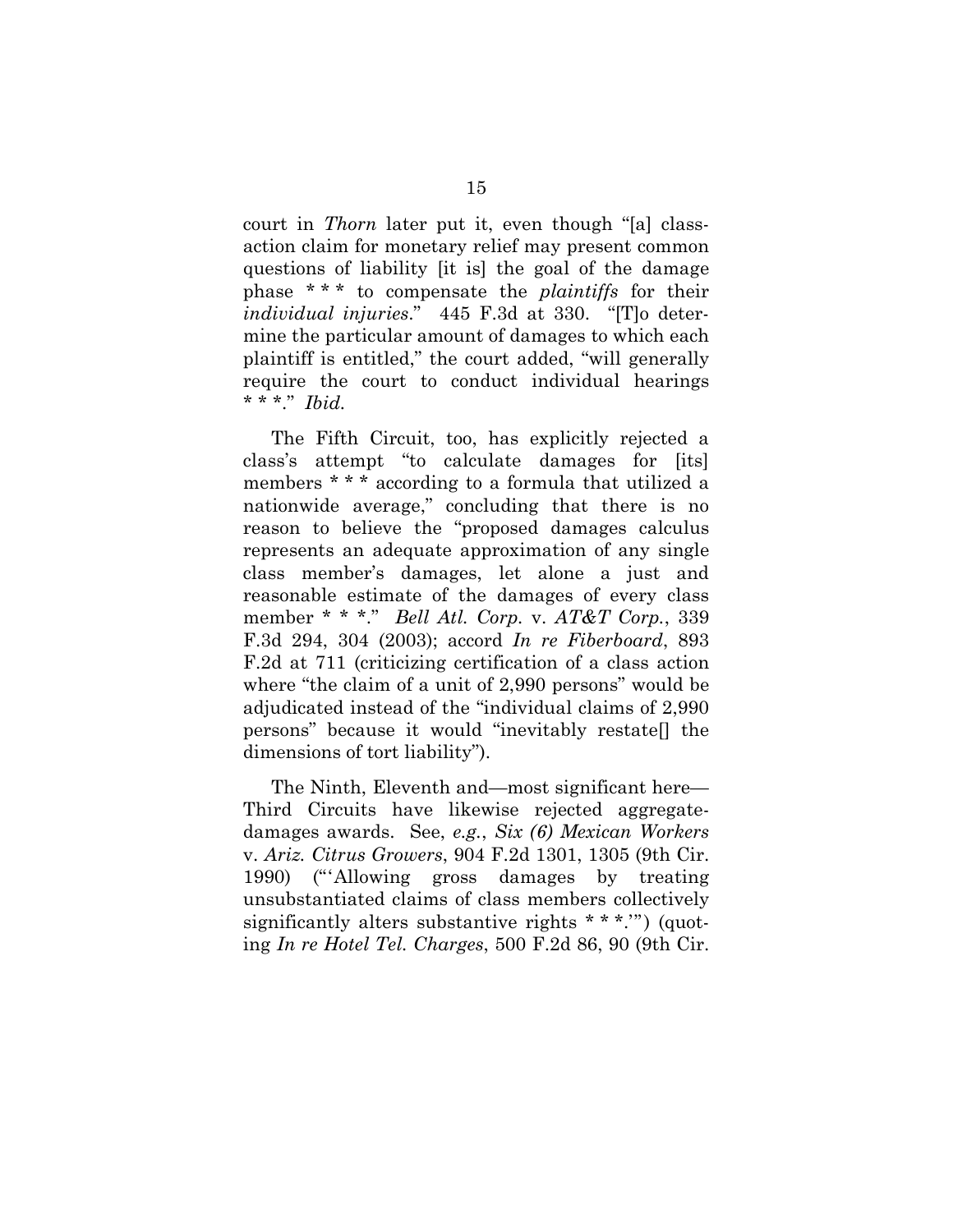court in *Thorn* later put it, even though "[a] class-action claim for monetary relief may present common questions of liability [it is] the goal of the damage phase * * * to compensate the *plaintiffs* for their *individual injuries*." 445 F.3d at 330. "[T]o determine the particular amount of damages to which each plaintiff is entitled," the court added, "will generally require the court to conduct individual hearings * * *." *Ibid.*

The Fifth Circuit, too, has explicitly rejected a class's attempt "to calculate damages for [its] members * * * according to a formula that utilized a nationwide average," concluding that there is no reason to believe the "proposed damages calculus represents an adequate approximation of any single class member's damages, let alone a just and reasonable estimate of the damages of every class member * * *." *Bell Atl. Corp.* v. *AT&T Corp.*, 339 F.3d 294, 304 (2003); accord *In re Fiberboard*, 893 F.2d at 711 (criticizing certification of a class action where "the claim of a unit of 2,990 persons" would be adjudicated instead of the "individual claims of 2,990 persons" because it would "inevitably restate[] the dimensions of tort liability").

The Ninth, Eleventh and—most significant here—Third Circuits have likewise rejected aggregate-damages awards. See, *e.g.*, *Six (6) Mexican Workers* v. *Ariz. Citrus Growers*, 904 F.2d 1301, 1305 (9th Cir. 1990) ("'Allowing gross damages by treating unsubstantiated claims of class members collectively significantly alters substantive rights * * *.'") (quoting *In re Hotel Tel. Charges*, 500 F.2d 86, 90 (9th Cir.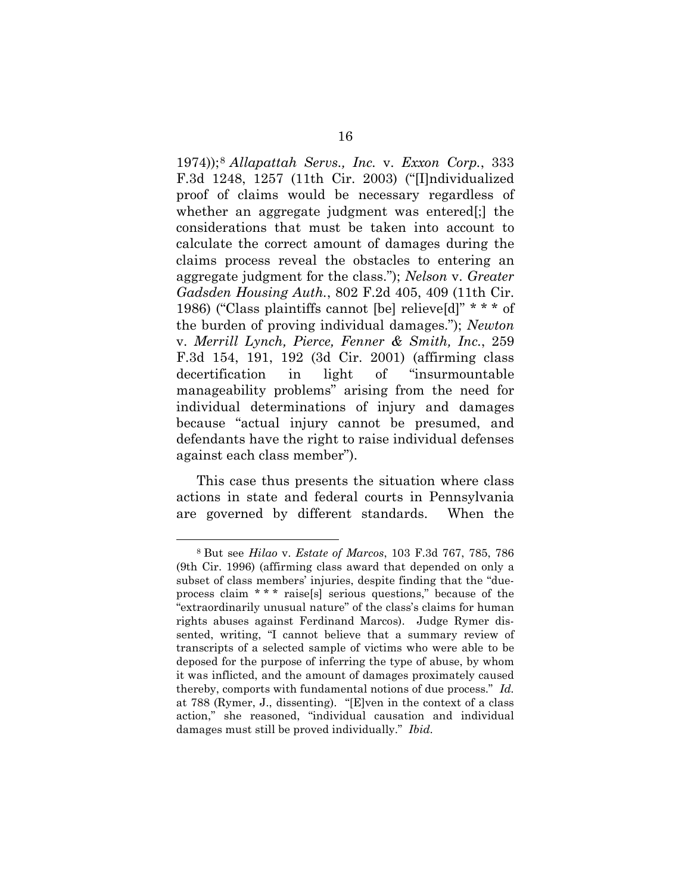1974));[8] *Allapattah Servs., Inc.* v. *Exxon Corp.*, 333 F.3d 1248, 1257 (11th Cir. 2003) ("[I]ndividualized proof of claims would be necessary regardless of whether an aggregate judgment was entered[;] the considerations that must be taken into account to calculate the correct amount of damages during the claims process reveal the obstacles to entering an aggregate judgment for the class."); *Nelson* v. *Greater Gadsden Housing Auth.*, 802 F.2d 405, 409 (11th Cir. 1986) ("Class plaintiffs cannot [be] relieve[d]" * * * of the burden of proving individual damages."); *Newton* v. *Merrill Lynch, Pierce, Fenner & Smith, Inc.*, 259 F.3d 154, 191, 192 (3d Cir. 2001) (affirming class decertification in light of "insurmountable manageability problems" arising from the need for individual determinations of injury and damages because "actual injury cannot be presumed, and defendants have the right to raise individual defenses against each class member").

This case thus presents the situation where class actions in state and federal courts in Pennsylvania are governed by different standards. When the

---

[8] But see *Hilao* v. *Estate of Marcos*, 103 F.3d 767, 785, 786 (9th Cir. 1996) (affirming class award that depended on only a subset of class members' injuries, despite finding that the "due-process claim * * * raise[s] serious questions," because of the "extraordinarily unusual nature" of the class's claims for human rights abuses against Ferdinand Marcos). Judge Rymer dissented, writing, "I cannot believe that a summary review of transcripts of a selected sample of victims who were able to be deposed for the purpose of inferring the type of abuse, by whom it was inflicted, and the amount of damages proximately caused thereby, comports with fundamental notions of due process." *Id.* at 788 (Rymer, J., dissenting). "[E]ven in the context of a class action," she reasoned, "individual causation and individual damages must still be proved individually." *Ibid.*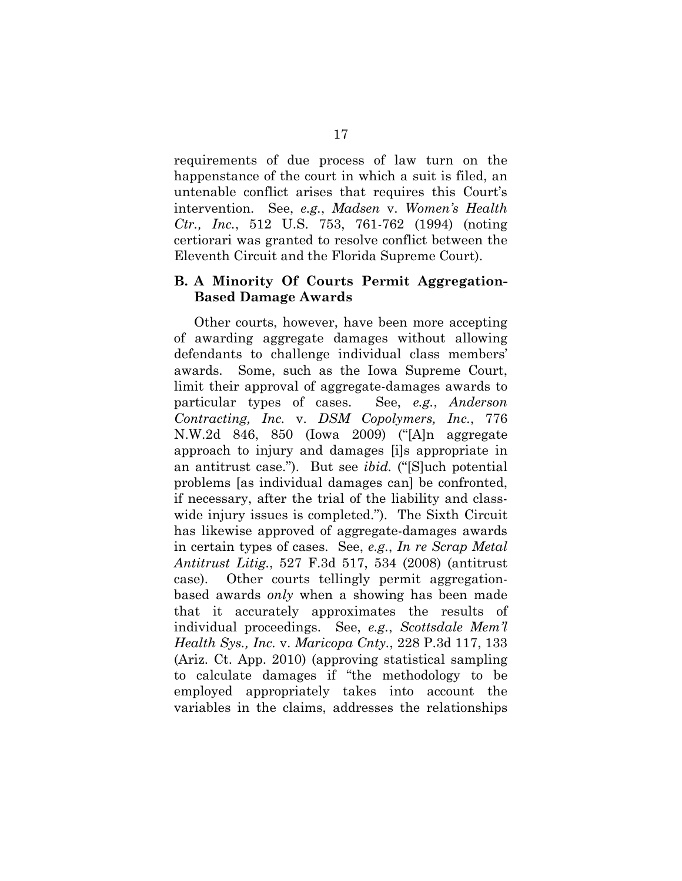requirements of due process of law turn on the happenstance of the court in which a suit is filed, an untenable conflict arises that requires this Court's intervention. See, *e.g.*, *Madsen* v. *Women's Health Ctr., Inc.*, 512 U.S. 753, 761-762 (1994) (noting certiorari was granted to resolve conflict between the Eleventh Circuit and the Florida Supreme Court).

### B. A Minority Of Courts Permit Aggregation-Based Damage Awards

Other courts, however, have been more accepting of awarding aggregate damages without allowing defendants to challenge individual class members' awards. Some, such as the Iowa Supreme Court, limit their approval of aggregate-damages awards to particular types of cases. See, *e.g.*, *Anderson Contracting, Inc.* v. *DSM Copolymers, Inc.*, 776 N.W.2d 846, 850 (Iowa 2009) ("[A]n aggregate approach to injury and damages [i]s appropriate in an antitrust case."). But see *ibid.* ("[S]uch potential problems [as individual damages can] be confronted, if necessary, after the trial of the liability and class-wide injury issues is completed."). The Sixth Circuit has likewise approved of aggregate-damages awards in certain types of cases. See, *e.g.*, *In re Scrap Metal Antitrust Litig.*, 527 F.3d 517, 534 (2008) (antitrust case). Other courts tellingly permit aggregation-based awards *only* when a showing has been made that it accurately approximates the results of individual proceedings. See, *e.g.*, *Scottsdale Mem'l Health Sys., Inc.* v. *Maricopa Cnty.*, 228 P.3d 117, 133 (Ariz. Ct. App. 2010) (approving statistical sampling to calculate damages if "the methodology to be employed appropriately takes into account the variables in the claims, addresses the relationships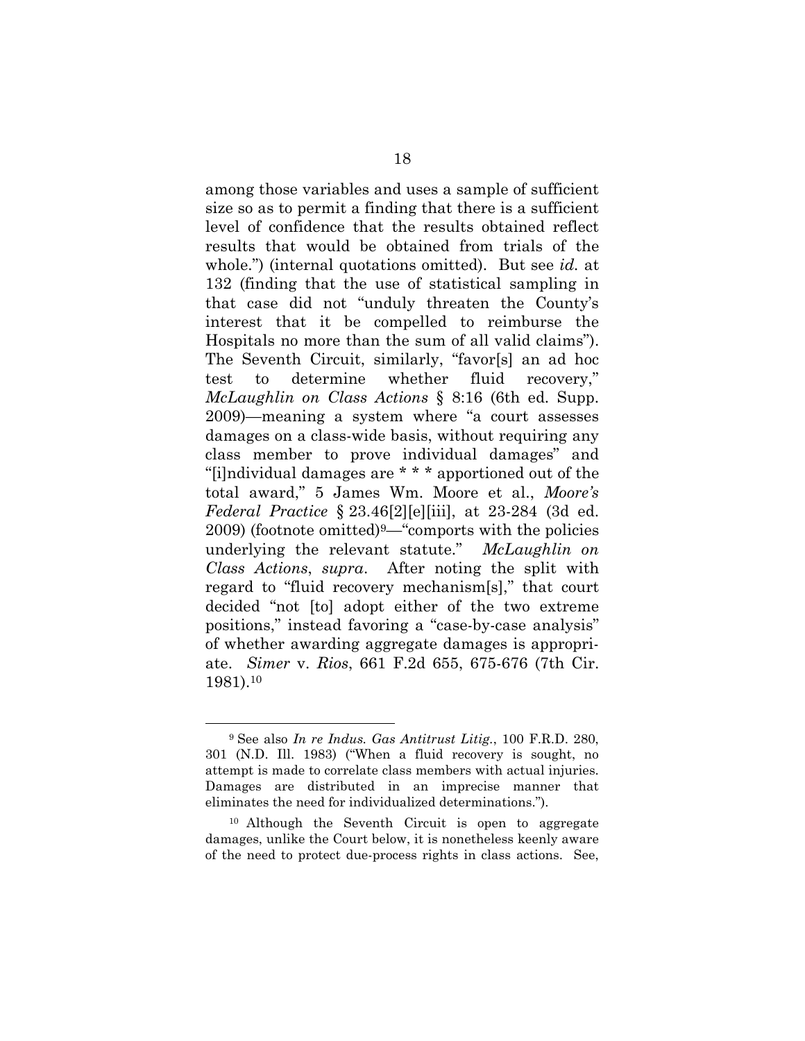among those variables and uses a sample of sufficient size so as to permit a finding that there is a sufficient level of confidence that the results obtained reflect results that would be obtained from trials of the whole.") (internal quotations omitted). But see *id.* at 132 (finding that the use of statistical sampling in that case did not "unduly threaten the County's interest that it be compelled to reimburse the Hospitals no more than the sum of all valid claims"). The Seventh Circuit, similarly, "favor[s] an ad hoc test to determine whether fluid recovery," *McLaughlin on Class Actions* § 8:16 (6th ed. Supp. 2009)—meaning a system where "a court assesses damages on a class-wide basis, without requiring any class member to prove individual damages" and "[i]ndividual damages are * * * apportioned out of the total award," 5 James Wm. Moore et al., *Moore's Federal Practice* § 23.46[2][e][iii], at 23-284 (3d ed. 2009) (footnote omitted)[9]—"comports with the policies underlying the relevant statute." *McLaughlin on Class Actions*, *supra*. After noting the split with regard to "fluid recovery mechanism[s]," that court decided "not [to] adopt either of the two extreme positions," instead favoring a "case-by-case analysis" of whether awarding aggregate damages is appropriate. *Simer* v. *Rios*, 661 F.2d 655, 675-676 (7th Cir. 1981).[10]

---

[9] See also *In re Indus. Gas Antitrust Litig.*, 100 F.R.D. 280, 301 (N.D. Ill. 1983) ("When a fluid recovery is sought, no attempt is made to correlate class members with actual injuries. Damages are distributed in an imprecise manner that eliminates the need for individualized determinations.").

[10] Although the Seventh Circuit is open to aggregate damages, unlike the Court below, it is nonetheless keenly aware of the need to protect due-process rights in class actions. See,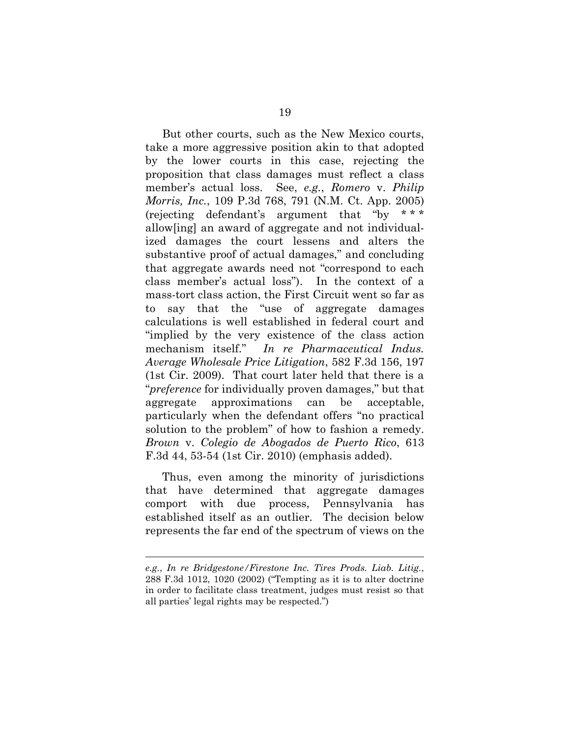But other courts, such as the New Mexico courts, take a more aggressive position akin to that adopted by the lower courts in this case, rejecting the proposition that class damages must reflect a class member's actual loss. See, *e.g.*, *Romero* v. *Philip Morris, Inc.*, 109 P.3d 768, 791 (N.M. Ct. App. 2005) (rejecting defendant's argument that "by * * * allow[ing] an award of aggregate and not individualized damages the court lessens and alters the substantive proof of actual damages," and concluding that aggregate awards need not "correspond to each class member's actual loss"). In the context of a mass-tort class action, the First Circuit went so far as to say that the "use of aggregate damages calculations is well established in federal court and "implied by the very existence of the class action mechanism itself." *In re Pharmaceutical Indus. Average Wholesale Price Litigation*, 582 F.3d 156, 197 (1st Cir. 2009). That court later held that there is a "*preference* for individually proven damages," but that aggregate approximations can be acceptable, particularly when the defendant offers "no practical solution to the problem" of how to fashion a remedy. *Brown* v. *Colegio de Abogados de Puerto Rico*, 613 F.3d 44, 53-54 (1st Cir. 2010) (emphasis added).

Thus, even among the minority of jurisdictions that have determined that aggregate damages comport with due process, Pennsylvania has established itself as an outlier. The decision below represents the far end of the spectrum of views on the

---

*e.g.*, *In re Bridgestone/Firestone Inc. Tires Prods. Liab. Litig.*, 288 F.3d 1012, 1020 (2002) ("Tempting as it is to alter doctrine in order to facilitate class treatment, judges must resist so that all parties' legal rights may be respected.")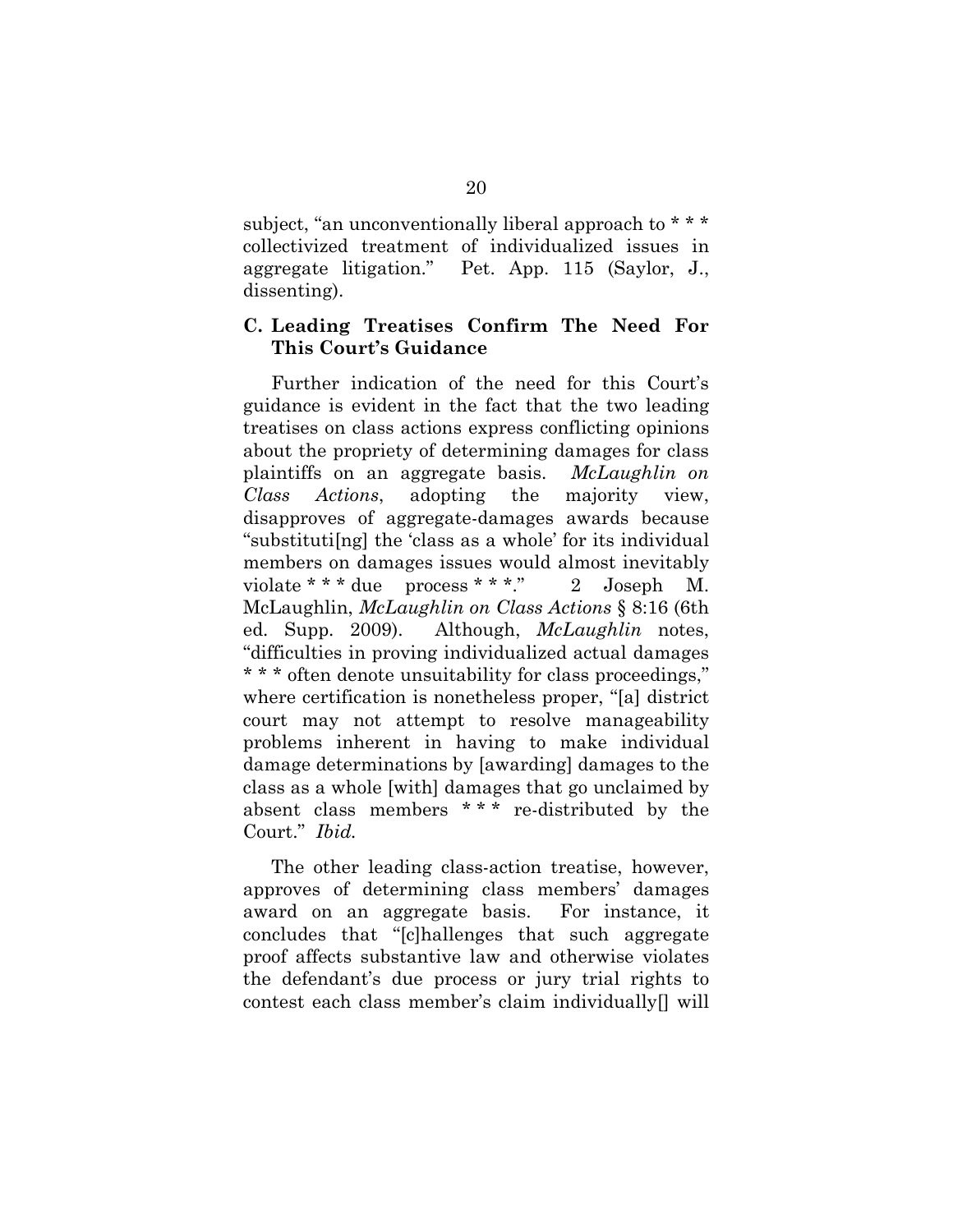subject, "an unconventionally liberal approach to * * * collectivized treatment of individualized issues in aggregate litigation." Pet. App. 115 (Saylor, J., dissenting).

### C. Leading Treatises Confirm The Need For This Court's Guidance

Further indication of the need for this Court's guidance is evident in the fact that the two leading treatises on class actions express conflicting opinions about the propriety of determining damages for class plaintiffs on an aggregate basis. *McLaughlin on Class Actions*, adopting the majority view, disapproves of aggregate-damages awards because "substituti[ng] the 'class as a whole' for its individual members on damages issues would almost inevitably violate * * * due process * * *." 2 Joseph M. McLaughlin, *McLaughlin on Class Actions* § 8:16 (6th ed. Supp. 2009). Although, *McLaughlin* notes, "difficulties in proving individualized actual damages * * * often denote unsuitability for class proceedings," where certification is nonetheless proper, "[a] district court may not attempt to resolve manageability problems inherent in having to make individual damage determinations by [awarding] damages to the class as a whole [with] damages that go unclaimed by absent class members * * * re-distributed by the Court." *Ibid.*

The other leading class-action treatise, however, approves of determining class members' damages award on an aggregate basis. For instance, it concludes that "[c]hallenges that such aggregate proof affects substantive law and otherwise violates the defendant's due process or jury trial rights to contest each class member's claim individually[] will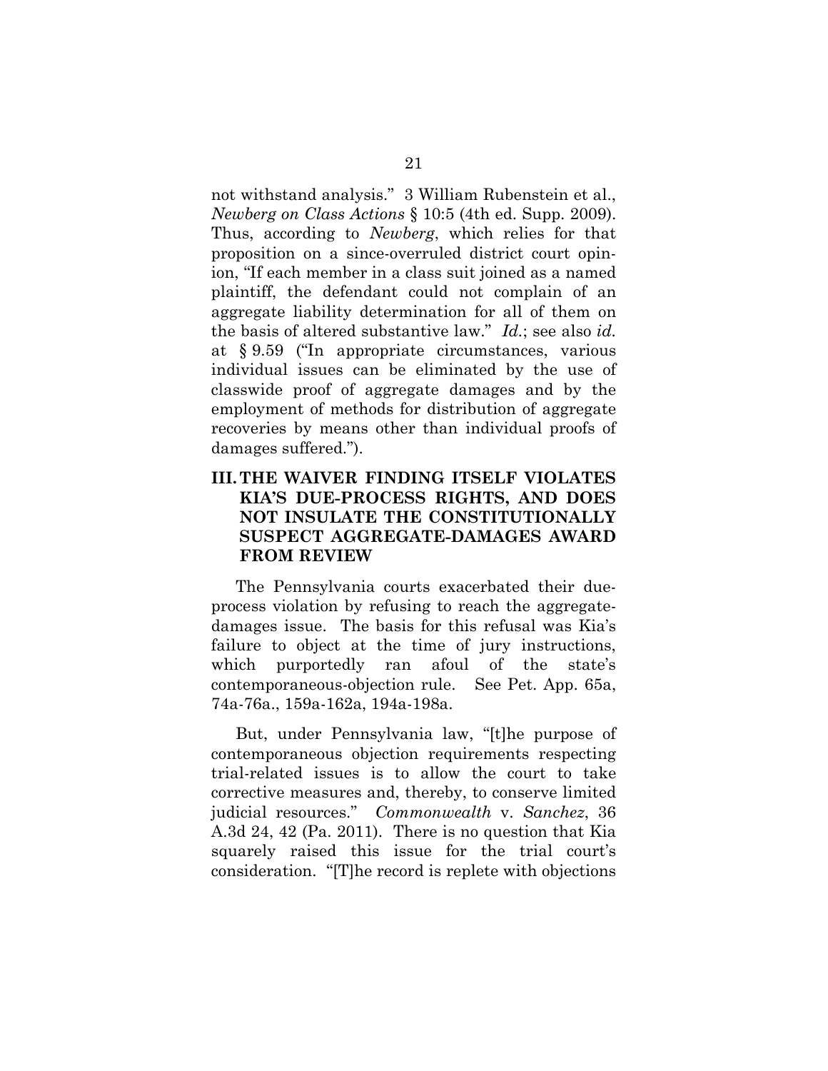not withstand analysis." 3 William Rubenstein et al., *Newberg on Class Actions* § 10:5 (4th ed. Supp. 2009). Thus, according to *Newberg*, which relies for that proposition on a since-overruled district court opinion, "If each member in a class suit joined as a named plaintiff, the defendant could not complain of an aggregate liability determination for all of them on the basis of altered substantive law." *Id.*; see also *id.* at § 9.59 ("In appropriate circumstances, various individual issues can be eliminated by the use of classwide proof of aggregate damages and by the employment of methods for distribution of aggregate recoveries by means other than individual proofs of damages suffered.").

## III. THE WAIVER FINDING ITSELF VIOLATES KIA'S DUE-PROCESS RIGHTS, AND DOES NOT INSULATE THE CONSTITUTIONALLY SUSPECT AGGREGATE-DAMAGES AWARD FROM REVIEW

The Pennsylvania courts exacerbated their due-process violation by refusing to reach the aggregate-damages issue. The basis for this refusal was Kia's failure to object at the time of jury instructions, which purportedly ran afoul of the state's contemporaneous-objection rule. See Pet. App. 65a, 74a-76a., 159a-162a, 194a-198a.

But, under Pennsylvania law, "[t]he purpose of contemporaneous objection requirements respecting trial-related issues is to allow the court to take corrective measures and, thereby, to conserve limited judicial resources." *Commonwealth* v. *Sanchez*, 36 A.3d 24, 42 (Pa. 2011). There is no question that Kia squarely raised this issue for the trial court's consideration. "[T]he record is replete with objections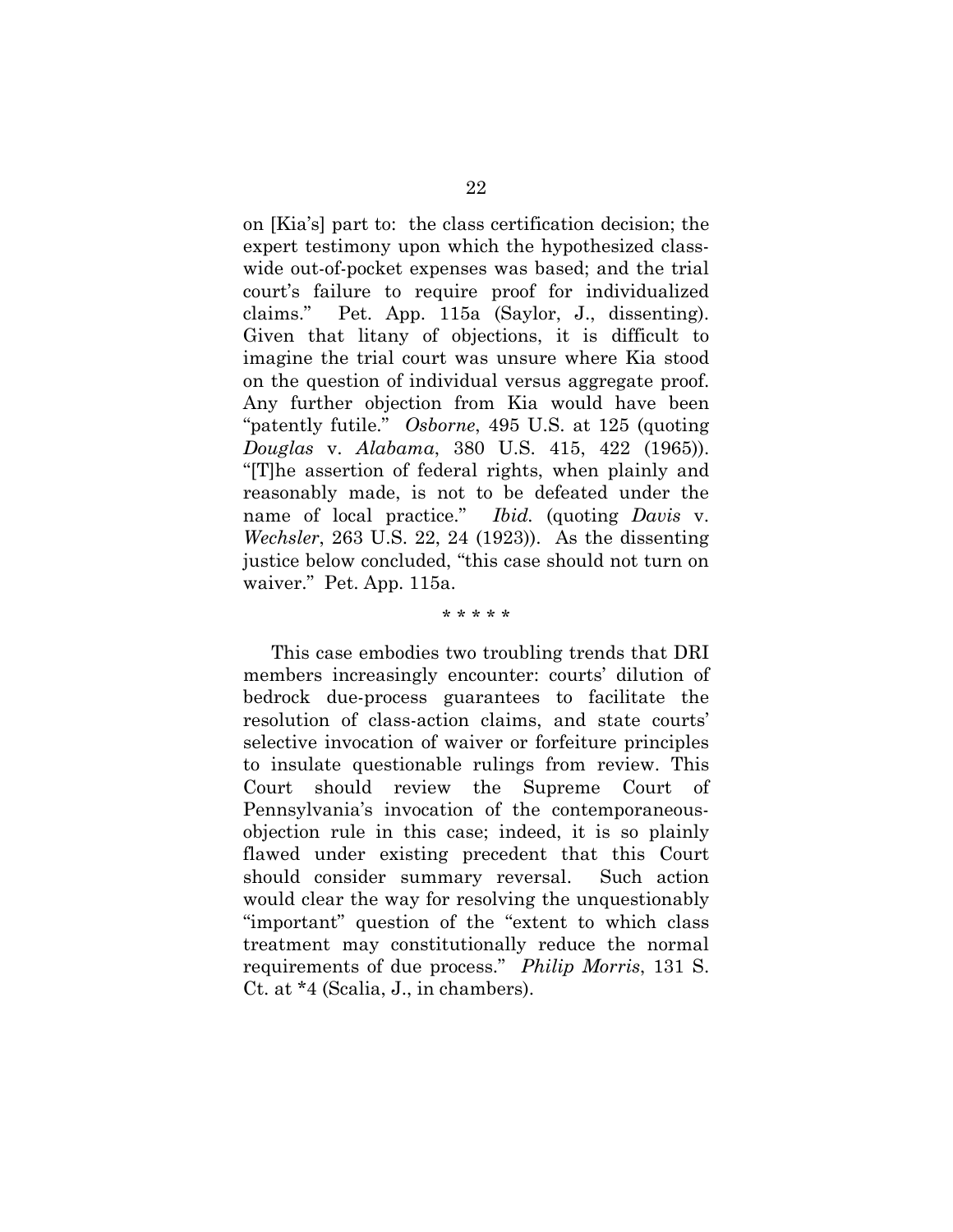on [Kia's] part to: the class certification decision; the expert testimony upon which the hypothesized class-wide out-of-pocket expenses was based; and the trial court's failure to require proof for individualized claims." Pet. App. 115a (Saylor, J., dissenting). Given that litany of objections, it is difficult to imagine the trial court was unsure where Kia stood on the question of individual versus aggregate proof. Any further objection from Kia would have been "patently futile." *Osborne*, 495 U.S. at 125 (quoting *Douglas* v. *Alabama*, 380 U.S. 415, 422 (1965)). "[T]he assertion of federal rights, when plainly and reasonably made, is not to be defeated under the name of local practice." *Ibid.* (quoting *Davis* v. *Wechsler*, 263 U.S. 22, 24 (1923)). As the dissenting justice below concluded, "this case should not turn on waiver." Pet. App. 115a.

\* \* \* \* \*

This case embodies two troubling trends that DRI members increasingly encounter: courts' dilution of bedrock due-process guarantees to facilitate the resolution of class-action claims, and state courts' selective invocation of waiver or forfeiture principles to insulate questionable rulings from review. This Court should review the Supreme Court of Pennsylvania's invocation of the contemporaneous-objection rule in this case; indeed, it is so plainly flawed under existing precedent that this Court should consider summary reversal. Such action would clear the way for resolving the unquestionably "important" question of the "extent to which class treatment may constitutionally reduce the normal requirements of due process." *Philip Morris*, 131 S. Ct. at *4 (Scalia, J., in chambers).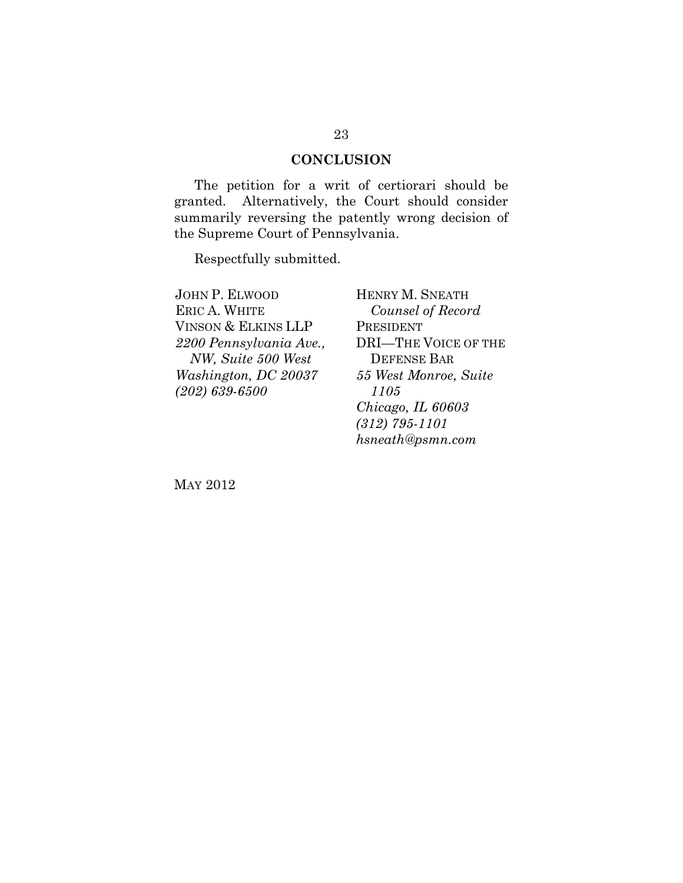## CONCLUSION

The petition for a writ of certiorari should be granted. Alternatively, the Court should consider summarily reversing the patently wrong decision of the Supreme Court of Pennsylvania.

Respectfully submitted.

JOHN P. ELWOOD
ERIC A. WHITE
VINSON & ELKINS LLP
*2200 Pennsylvania Ave., NW, Suite 500 West*
*Washington, DC 20037*
*(202) 639-6500*

HENRY M. SNEATH
*Counsel of Record*
PRESIDENT
DRI—THE VOICE OF THE DEFENSE BAR
*55 West Monroe, Suite 1105*
*Chicago, IL 60603*
*(312) 795-1101*
*hsneath@psmn.com*

MAY 2012